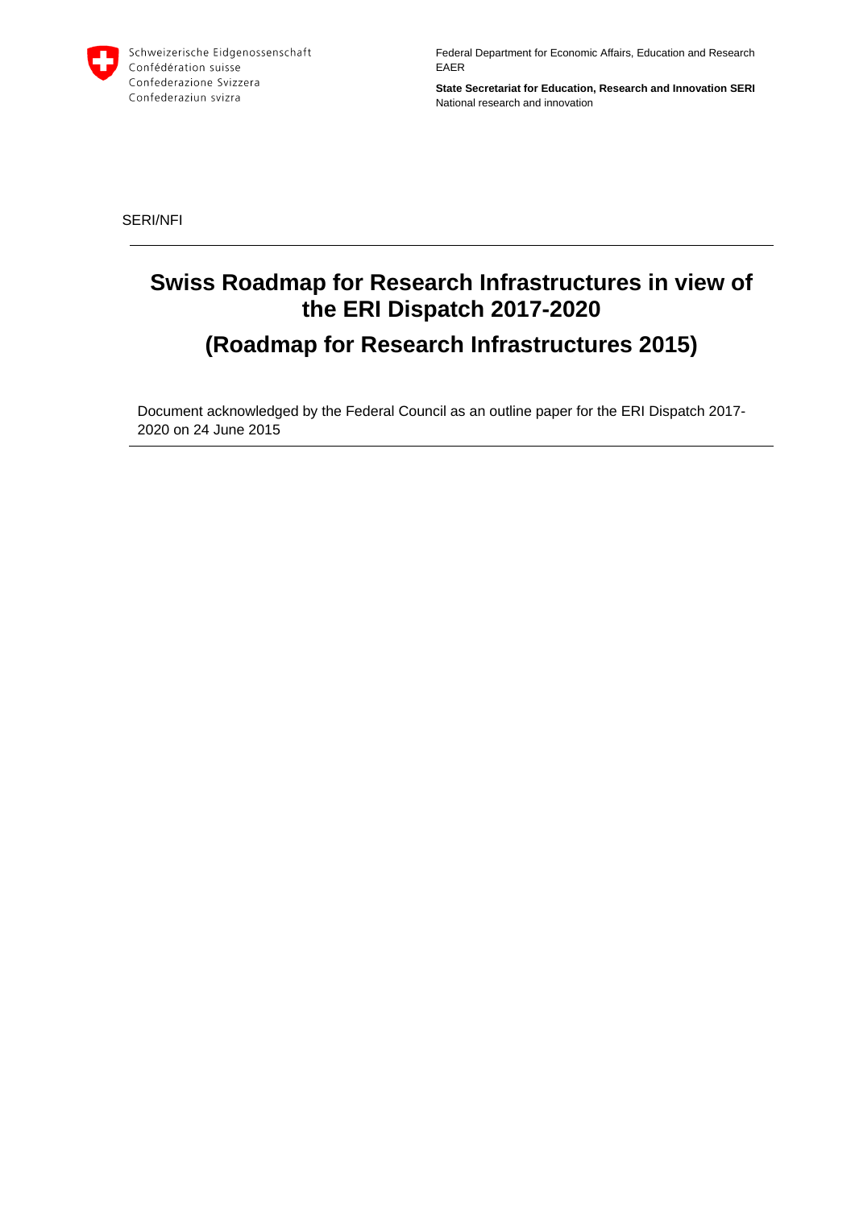Schweizerische Eidgenossenschaft
Confédération suisse
Confederazione Svizzera
Confederaziun svizra

Federal Department for Economic Affairs, Education and Research EAER

**State Secretariat for Education, Research and Innovation SERI**
National research and innovation

SERI/NFI

# Swiss Roadmap for Research Infrastructures in view of the ERI Dispatch 2017-2020

# (Roadmap for Research Infrastructures 2015)

Document acknowledged by the Federal Council as an outline paper for the ERI Dispatch 2017-2020 on 24 June 2015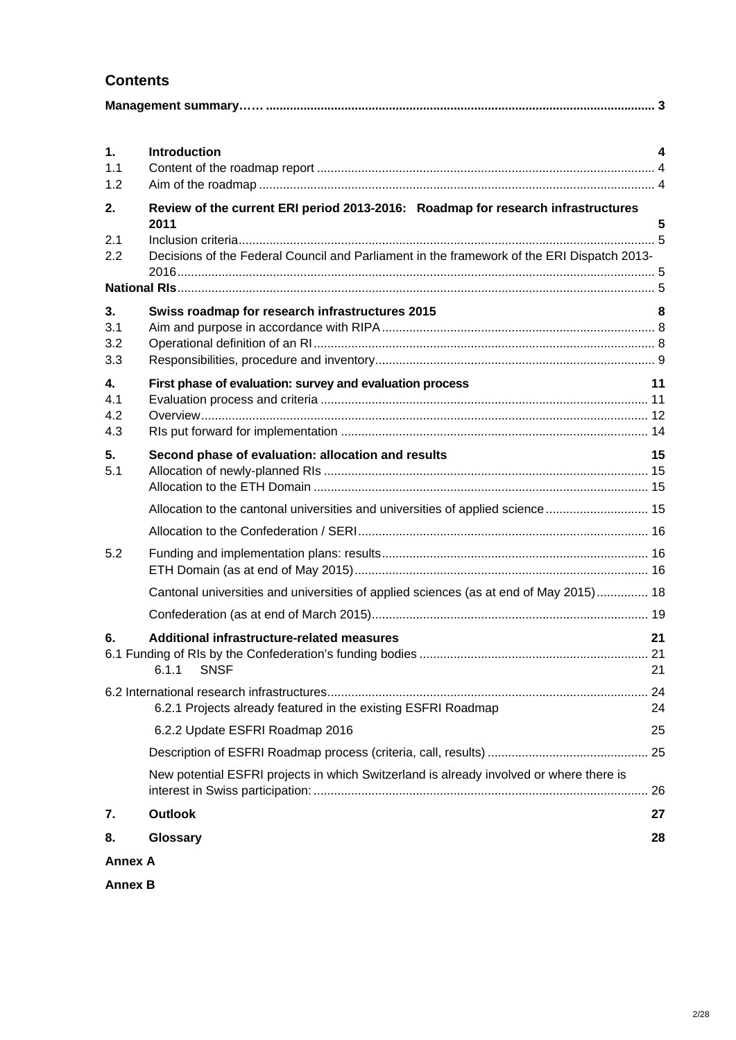## Contents

**Management summary…… 3**

| | | |
|---|---|---|
| **1.** | **Introduction** | **4** |
| 1.1 | Content of the roadmap report | 4 |
| 1.2 | Aim of the roadmap | 4 |
| **2.** | **Review of the current ERI period 2013-2016: Roadmap for research infrastructures 2011** | **5** |
| 2.1 | Inclusion criteria | 5 |
| 2.2 | Decisions of the Federal Council and Parliament in the framework of the ERI Dispatch 2013-2016 | 5 |
| **National RIs** | | 5 |
| **3.** | **Swiss roadmap for research infrastructures 2015** | **8** |
| 3.1 | Aim and purpose in accordance with RIPA | 8 |
| 3.2 | Operational definition of an RI | 8 |
| 3.3 | Responsibilities, procedure and inventory | 9 |
| **4.** | **First phase of evaluation: survey and evaluation process** | **11** |
| 4.1 | Evaluation process and criteria | 11 |
| 4.2 | Overview | 12 |
| 4.3 | RIs put forward for implementation | 14 |
| **5.** | **Second phase of evaluation: allocation and results** | **15** |
| 5.1 | Allocation of newly-planned RIs | 15 |
| | Allocation to the ETH Domain | 15 |
| | Allocation to the cantonal universities and universities of applied science | 15 |
| | Allocation to the Confederation / SERI | 16 |
| 5.2 | Funding and implementation plans: results | 16 |
| | ETH Domain (as at end of May 2015) | 16 |
| | Cantonal universities and universities of applied sciences (as at end of May 2015) | 18 |
| | Confederation (as at end of March 2015) | 19 |
| **6.** | **Additional infrastructure-related measures** | **21** |
| 6.1 | Funding of RIs by the Confederation's funding bodies | 21 |
| | 6.1.1 SNSF | 21 |
| 6.2 | International research infrastructures | 24 |
| | 6.2.1 Projects already featured in the existing ESFRI Roadmap | 24 |
| | 6.2.2 Update ESFRI Roadmap 2016 | 25 |
| | Description of ESFRI Roadmap process (criteria, call, results) | 25 |
| | New potential ESFRI projects in which Switzerland is already involved or where there is interest in Swiss participation: | 26 |
| **7.** | **Outlook** | **27** |
| **8.** | **Glossary** | **28** |

**Annex A**

**Annex B**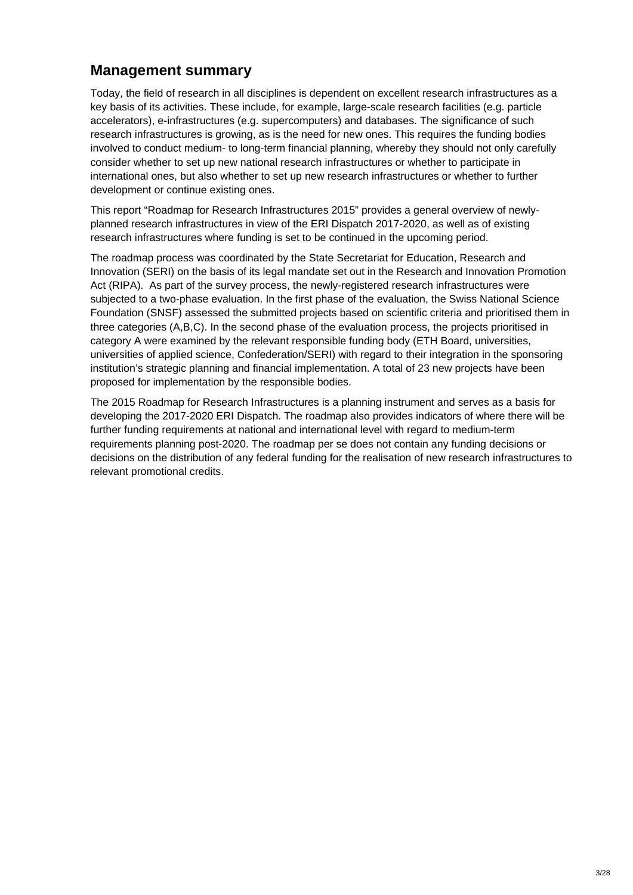## Management summary

Today, the field of research in all disciplines is dependent on excellent research infrastructures as a key basis of its activities. These include, for example, large-scale research facilities (e.g. particle accelerators), e-infrastructures (e.g. supercomputers) and databases. The significance of such research infrastructures is growing, as is the need for new ones. This requires the funding bodies involved to conduct medium- to long-term financial planning, whereby they should not only carefully consider whether to set up new national research infrastructures or whether to participate in international ones, but also whether to set up new research infrastructures or whether to further development or continue existing ones.

This report "Roadmap for Research Infrastructures 2015" provides a general overview of newly-planned research infrastructures in view of the ERI Dispatch 2017-2020, as well as of existing research infrastructures where funding is set to be continued in the upcoming period.

The roadmap process was coordinated by the State Secretariat for Education, Research and Innovation (SERI) on the basis of its legal mandate set out in the Research and Innovation Promotion Act (RIPA). As part of the survey process, the newly-registered research infrastructures were subjected to a two-phase evaluation. In the first phase of the evaluation, the Swiss National Science Foundation (SNSF) assessed the submitted projects based on scientific criteria and prioritised them in three categories (A,B,C). In the second phase of the evaluation process, the projects prioritised in category A were examined by the relevant responsible funding body (ETH Board, universities, universities of applied science, Confederation/SERI) with regard to their integration in the sponsoring institution's strategic planning and financial implementation. A total of 23 new projects have been proposed for implementation by the responsible bodies.

The 2015 Roadmap for Research Infrastructures is a planning instrument and serves as a basis for developing the 2017-2020 ERI Dispatch. The roadmap also provides indicators of where there will be further funding requirements at national and international level with regard to medium-term requirements planning post-2020. The roadmap per se does not contain any funding decisions or decisions on the distribution of any federal funding for the realisation of new research infrastructures to relevant promotional credits.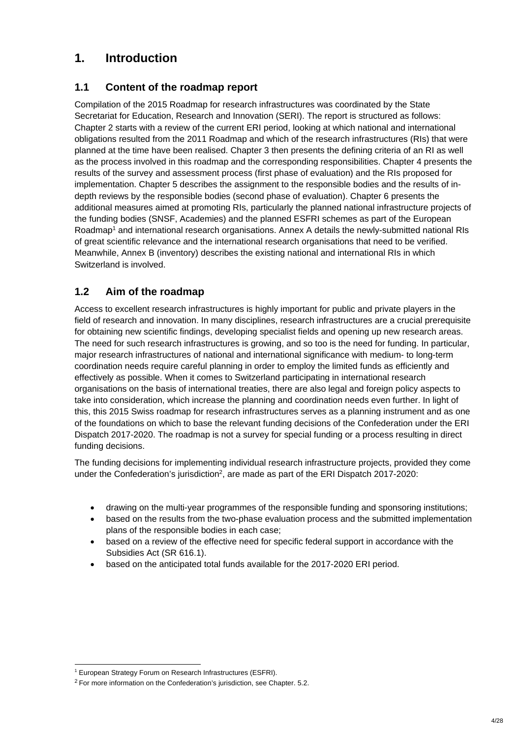# 1. Introduction

## 1.1 Content of the roadmap report

Compilation of the 2015 Roadmap for research infrastructures was coordinated by the State Secretariat for Education, Research and Innovation (SERI). The report is structured as follows: Chapter 2 starts with a review of the current ERI period, looking at which national and international obligations resulted from the 2011 Roadmap and which of the research infrastructures (RIs) that were planned at the time have been realised. Chapter 3 then presents the defining criteria of an RI as well as the process involved in this roadmap and the corresponding responsibilities. Chapter 4 presents the results of the survey and assessment process (first phase of evaluation) and the RIs proposed for implementation. Chapter 5 describes the assignment to the responsible bodies and the results of in-depth reviews by the responsible bodies (second phase of evaluation). Chapter 6 presents the additional measures aimed at promoting RIs, particularly the planned national infrastructure projects of the funding bodies (SNSF, Academies) and the planned ESFRI schemes as part of the European Roadmap[1] and international research organisations. Annex A details the newly-submitted national RIs of great scientific relevance and the international research organisations that need to be verified. Meanwhile, Annex B (inventory) describes the existing national and international RIs in which Switzerland is involved.

## 1.2 Aim of the roadmap

Access to excellent research infrastructures is highly important for public and private players in the field of research and innovation. In many disciplines, research infrastructures are a crucial prerequisite for obtaining new scientific findings, developing specialist fields and opening up new research areas. The need for such research infrastructures is growing, and so too is the need for funding. In particular, major research infrastructures of national and international significance with medium- to long-term coordination needs require careful planning in order to employ the limited funds as efficiently and effectively as possible. When it comes to Switzerland participating in international research organisations on the basis of international treaties, there are also legal and foreign policy aspects to take into consideration, which increase the planning and coordination needs even further. In light of this, this 2015 Swiss roadmap for research infrastructures serves as a planning instrument and as one of the foundations on which to base the relevant funding decisions of the Confederation under the ERI Dispatch 2017-2020. The roadmap is not a survey for special funding or a process resulting in direct funding decisions.

The funding decisions for implementing individual research infrastructure projects, provided they come under the Confederation's jurisdiction[2], are made as part of the ERI Dispatch 2017-2020:

- drawing on the multi-year programmes of the responsible funding and sponsoring institutions;
- based on the results from the two-phase evaluation process and the submitted implementation plans of the responsible bodies in each case;
- based on a review of the effective need for specific federal support in accordance with the Subsidies Act (SR 616.1).
- based on the anticipated total funds available for the 2017-2020 ERI period.

---

[1] European Strategy Forum on Research Infrastructures (ESFRI).

[2] For more information on the Confederation's jurisdiction, see Chapter. 5.2.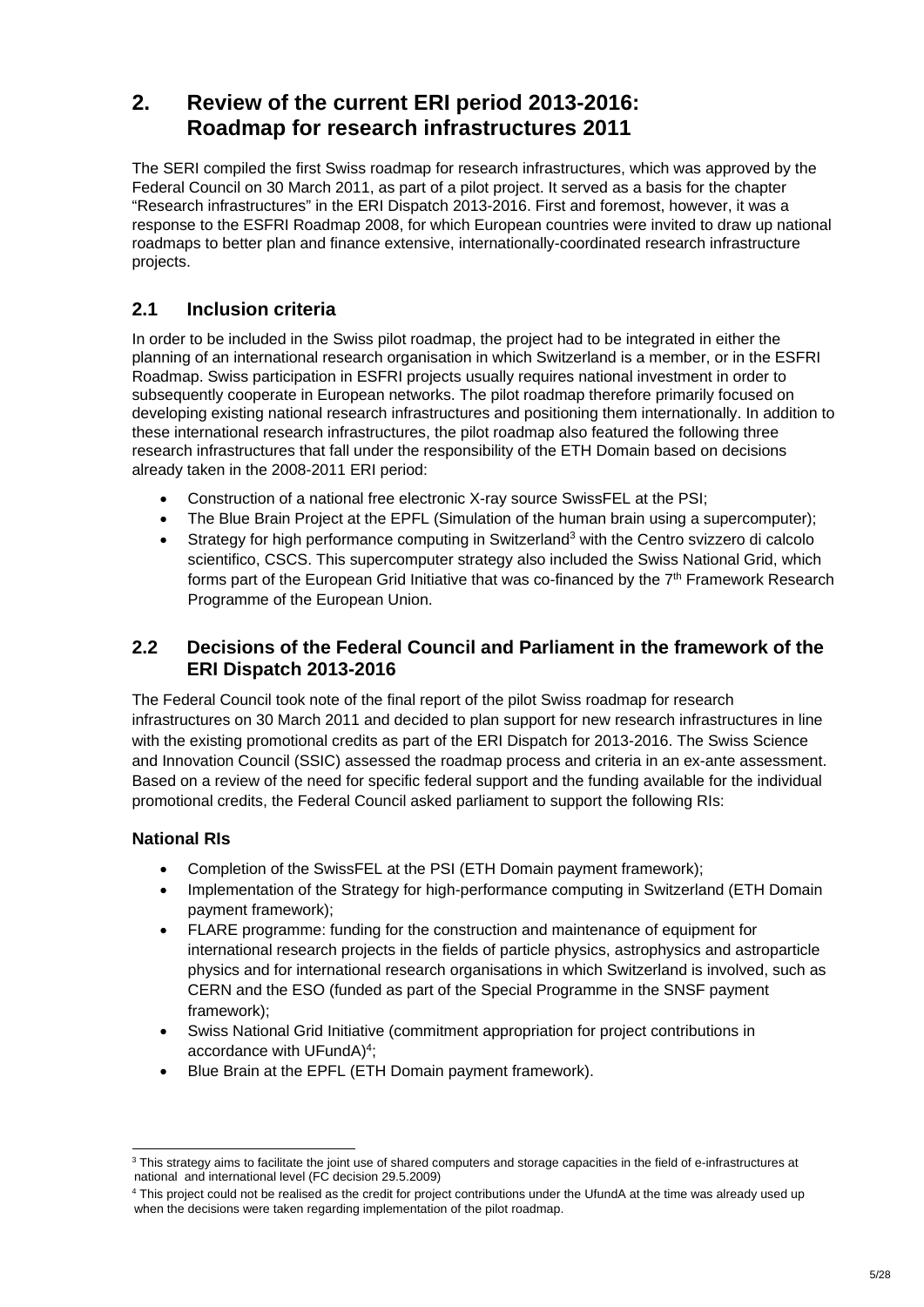# 2. Review of the current ERI period 2013-2016: Roadmap for research infrastructures 2011

The SERI compiled the first Swiss roadmap for research infrastructures, which was approved by the Federal Council on 30 March 2011, as part of a pilot project. It served as a basis for the chapter "Research infrastructures" in the ERI Dispatch 2013-2016. First and foremost, however, it was a response to the ESFRI Roadmap 2008, for which European countries were invited to draw up national roadmaps to better plan and finance extensive, internationally-coordinated research infrastructure projects.

## 2.1 Inclusion criteria

In order to be included in the Swiss pilot roadmap, the project had to be integrated in either the planning of an international research organisation in which Switzerland is a member, or in the ESFRI Roadmap. Swiss participation in ESFRI projects usually requires national investment in order to subsequently cooperate in European networks. The pilot roadmap therefore primarily focused on developing existing national research infrastructures and positioning them internationally. In addition to these international research infrastructures, the pilot roadmap also featured the following three research infrastructures that fall under the responsibility of the ETH Domain based on decisions already taken in the 2008-2011 ERI period:

- Construction of a national free electronic X-ray source SwissFEL at the PSI;
- The Blue Brain Project at the EPFL (Simulation of the human brain using a supercomputer);
- Strategy for high performance computing in Switzerland[3] with the Centro svizzero di calcolo scientifico, CSCS. This supercomputer strategy also included the Swiss National Grid, which forms part of the European Grid Initiative that was co-financed by the 7th Framework Research Programme of the European Union.

## 2.2 Decisions of the Federal Council and Parliament in the framework of the ERI Dispatch 2013-2016

The Federal Council took note of the final report of the pilot Swiss roadmap for research infrastructures on 30 March 2011 and decided to plan support for new research infrastructures in line with the existing promotional credits as part of the ERI Dispatch for 2013-2016. The Swiss Science and Innovation Council (SSIC) assessed the roadmap process and criteria in an ex-ante assessment. Based on a review of the need for specific federal support and the funding available for the individual promotional credits, the Federal Council asked parliament to support the following RIs:

### National RIs

- Completion of the SwissFEL at the PSI (ETH Domain payment framework);
- Implementation of the Strategy for high-performance computing in Switzerland (ETH Domain payment framework);
- FLARE programme: funding for the construction and maintenance of equipment for international research projects in the fields of particle physics, astrophysics and astroparticle physics and for international research organisations in which Switzerland is involved, such as CERN and the ESO (funded as part of the Special Programme in the SNSF payment framework);
- Swiss National Grid Initiative (commitment appropriation for project contributions in accordance with UFundA)[4];
- Blue Brain at the EPFL (ETH Domain payment framework).

---

[3] This strategy aims to facilitate the joint use of shared computers and storage capacities in the field of e-infrastructures at national and international level (FC decision 29.5.2009)

[4] This project could not be realised as the credit for project contributions under the UfundA at the time was already used up when the decisions were taken regarding implementation of the pilot roadmap.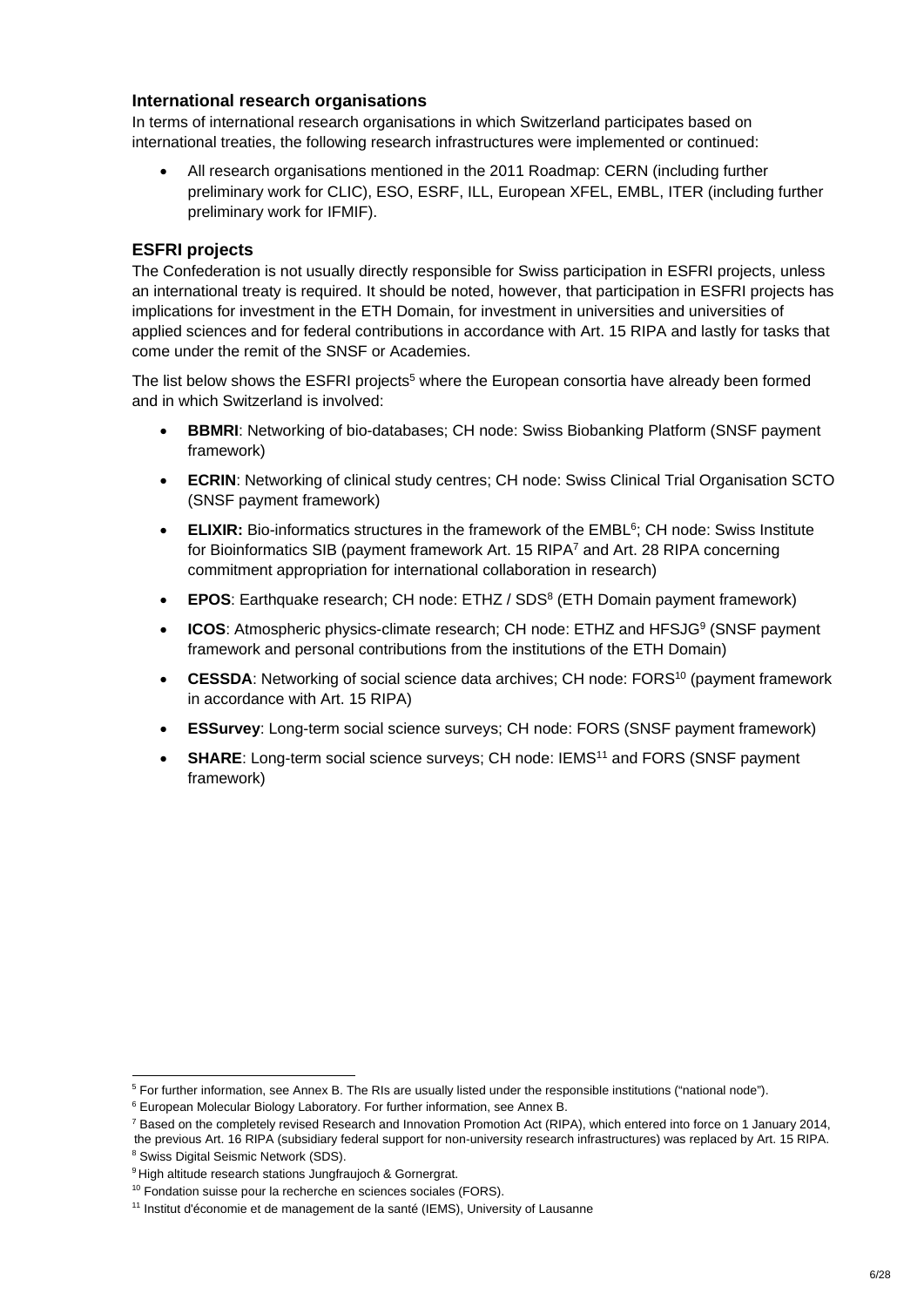### International research organisations

In terms of international research organisations in which Switzerland participates based on international treaties, the following research infrastructures were implemented or continued:

- All research organisations mentioned in the 2011 Roadmap: CERN (including further preliminary work for CLIC), ESO, ESRF, ILL, European XFEL, EMBL, ITER (including further preliminary work for IFMIF).

### ESFRI projects

The Confederation is not usually directly responsible for Swiss participation in ESFRI projects, unless an international treaty is required. It should be noted, however, that participation in ESFRI projects has implications for investment in the ETH Domain, for investment in universities and universities of applied sciences and for federal contributions in accordance with Art. 15 RIPA and lastly for tasks that come under the remit of the SNSF or Academies.

The list below shows the ESFRI projects[5] where the European consortia have already been formed and in which Switzerland is involved:

- **BBMRI**: Networking of bio-databases; CH node: Swiss Biobanking Platform (SNSF payment framework)
- **ECRIN**: Networking of clinical study centres; CH node: Swiss Clinical Trial Organisation SCTO (SNSF payment framework)
- **ELIXIR:** Bio-informatics structures in the framework of the EMBL[6]; CH node: Swiss Institute for Bioinformatics SIB (payment framework Art. 15 RIPA[7] and Art. 28 RIPA concerning commitment appropriation for international collaboration in research)
- **EPOS**: Earthquake research; CH node: ETHZ / SDS[8] (ETH Domain payment framework)
- **ICOS**: Atmospheric physics-climate research; CH node: ETHZ and HFSJG[9] (SNSF payment framework and personal contributions from the institutions of the ETH Domain)
- **CESSDA**: Networking of social science data archives; CH node: FORS[10] (payment framework in accordance with Art. 15 RIPA)
- **ESSurvey**: Long-term social science surveys; CH node: FORS (SNSF payment framework)
- **SHARE**: Long-term social science surveys; CH node: IEMS[11] and FORS (SNSF payment framework)

---

[5] For further information, see Annex B. The RIs are usually listed under the responsible institutions ("national node").

[6] European Molecular Biology Laboratory. For further information, see Annex B.

[7] Based on the completely revised Research and Innovation Promotion Act (RIPA), which entered into force on 1 January 2014, the previous Art. 16 RIPA (subsidiary federal support for non-university research infrastructures) was replaced by Art. 15 RIPA.

[8] Swiss Digital Seismic Network (SDS).

[9] High altitude research stations Jungfraujoch & Gornergrat.

[10] Fondation suisse pour la recherche en sciences sociales (FORS).

[11] Institut d'économie et de management de la santé (IEMS), University of Lausanne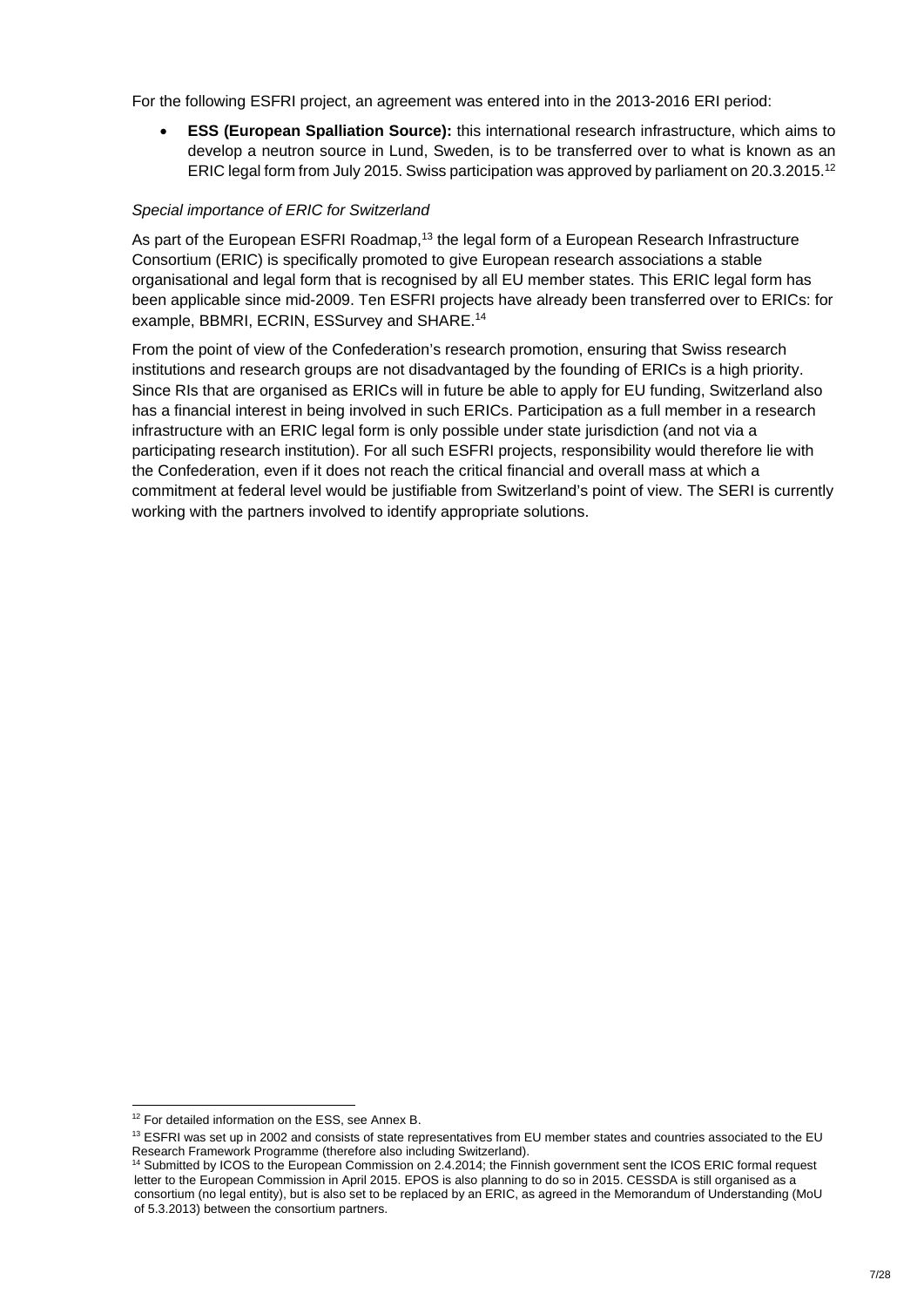For the following ESFRI project, an agreement was entered into in the 2013-2016 ERI period:

- **ESS (European Spallation Source):** this international research infrastructure, which aims to develop a neutron source in Lund, Sweden, is to be transferred over to what is known as an ERIC legal form from July 2015. Swiss participation was approved by parliament on 20.3.2015.[12]

*Special importance of ERIC for Switzerland*

As part of the European ESFRI Roadmap,[13] the legal form of a European Research Infrastructure Consortium (ERIC) is specifically promoted to give European research associations a stable organisational and legal form that is recognised by all EU member states. This ERIC legal form has been applicable since mid-2009. Ten ESFRI projects have already been transferred over to ERICs: for example, BBMRI, ECRIN, ESSurvey and SHARE.[14]

From the point of view of the Confederation's research promotion, ensuring that Swiss research institutions and research groups are not disadvantaged by the founding of ERICs is a high priority. Since RIs that are organised as ERICs will in future be able to apply for EU funding, Switzerland also has a financial interest in being involved in such ERICs. Participation as a full member in a research infrastructure with an ERIC legal form is only possible under state jurisdiction (and not via a participating research institution). For all such ESFRI projects, responsibility would therefore lie with the Confederation, even if it does not reach the critical financial and overall mass at which a commitment at federal level would be justifiable from Switzerland's point of view. The SERI is currently working with the partners involved to identify appropriate solutions.

---

[12] For detailed information on the ESS, see Annex B.

[13] ESFRI was set up in 2002 and consists of state representatives from EU member states and countries associated to the EU Research Framework Programme (therefore also including Switzerland).

[14] Submitted by ICOS to the European Commission on 2.4.2014; the Finnish government sent the ICOS ERIC formal request letter to the European Commission in April 2015. EPOS is also planning to do so in 2015. CESSDA is still organised as a consortium (no legal entity), but is also set to be replaced by an ERIC, as agreed in the Memorandum of Understanding (MoU of 5.3.2013) between the consortium partners.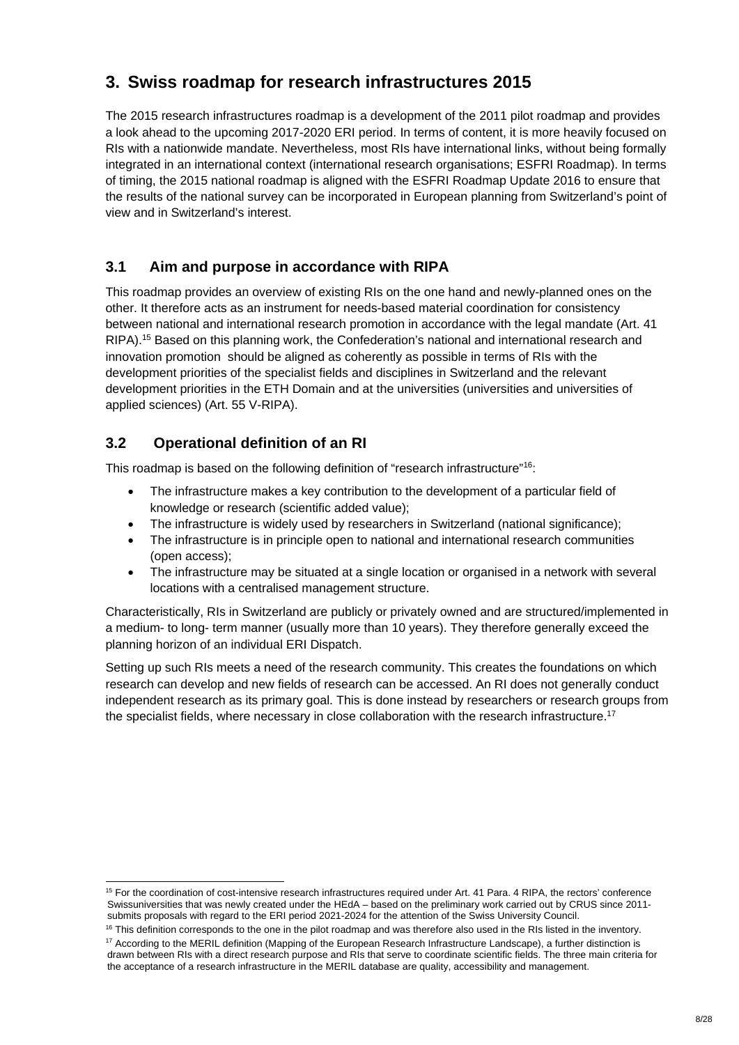# 3. Swiss roadmap for research infrastructures 2015

The 2015 research infrastructures roadmap is a development of the 2011 pilot roadmap and provides a look ahead to the upcoming 2017-2020 ERI period. In terms of content, it is more heavily focused on RIs with a nationwide mandate. Nevertheless, most RIs have international links, without being formally integrated in an international context (international research organisations; ESFRI Roadmap). In terms of timing, the 2015 national roadmap is aligned with the ESFRI Roadmap Update 2016 to ensure that the results of the national survey can be incorporated in European planning from Switzerland's point of view and in Switzerland's interest.

## 3.1 Aim and purpose in accordance with RIPA

This roadmap provides an overview of existing RIs on the one hand and newly-planned ones on the other. It therefore acts as an instrument for needs-based material coordination for consistency between national and international research promotion in accordance with the legal mandate (Art. 41 RIPA).[15] Based on this planning work, the Confederation's national and international research and innovation promotion should be aligned as coherently as possible in terms of RIs with the development priorities of the specialist fields and disciplines in Switzerland and the relevant development priorities in the ETH Domain and at the universities (universities and universities of applied sciences) (Art. 55 V-RIPA).

## 3.2 Operational definition of an RI

This roadmap is based on the following definition of "research infrastructure"[16]:

- The infrastructure makes a key contribution to the development of a particular field of knowledge or research (scientific added value);
- The infrastructure is widely used by researchers in Switzerland (national significance);
- The infrastructure is in principle open to national and international research communities (open access);
- The infrastructure may be situated at a single location or organised in a network with several locations with a centralised management structure.

Characteristically, RIs in Switzerland are publicly or privately owned and are structured/implemented in a medium- to long- term manner (usually more than 10 years). They therefore generally exceed the planning horizon of an individual ERI Dispatch.

Setting up such RIs meets a need of the research community. This creates the foundations on which research can develop and new fields of research can be accessed. An RI does not generally conduct independent research as its primary goal. This is done instead by researchers or research groups from the specialist fields, where necessary in close collaboration with the research infrastructure.[17]

---

[15] For the coordination of cost-intensive research infrastructures required under Art. 41 Para. 4 RIPA, the rectors' conference Swissuniversities that was newly created under the HEdA – based on the preliminary work carried out by CRUS since 2011- submits proposals with regard to the ERI period 2021-2024 for the attention of the Swiss University Council.

[16] This definition corresponds to the one in the pilot roadmap and was therefore also used in the RIs listed in the inventory.

[17] According to the MERIL definition (Mapping of the European Research Infrastructure Landscape), a further distinction is drawn between RIs with a direct research purpose and RIs that serve to coordinate scientific fields. The three main criteria for the acceptance of a research infrastructure in the MERIL database are quality, accessibility and management.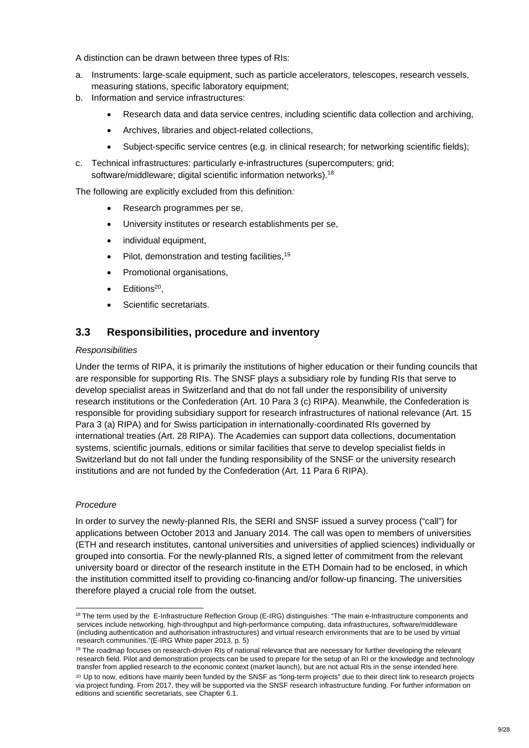A distinction can be drawn between three types of RIs:

a. Instruments: large-scale equipment, such as particle accelerators, telescopes, research vessels, measuring stations, specific laboratory equipment;
b. Information and service infrastructures:
    - Research data and data service centres, including scientific data collection and archiving,
    - Archives, libraries and object-related collections,
    - Subject-specific service centres (e.g. in clinical research; for networking scientific fields);
c. Technical infrastructures: particularly e-infrastructures (supercomputers; grid; software/middleware; digital scientific information networks).[18]

The following are explicitly excluded from this definition*:*

- Research programmes per se,
- University institutes or research establishments per se,
- individual equipment,
- Pilot, demonstration and testing facilities,[19]
- Promotional organisations,
- Editions[20],
- Scientific secretariats.

## 3.3 Responsibilities, procedure and inventory

*Responsibilities*

Under the terms of RIPA, it is primarily the institutions of higher education or their funding councils that are responsible for supporting RIs. The SNSF plays a subsidiary role by funding RIs that serve to develop specialist areas in Switzerland and that do not fall under the responsibility of university research institutions or the Confederation (Art. 10 Para 3 (c) RIPA). Meanwhile, the Confederation is responsible for providing subsidiary support for research infrastructures of national relevance (Art. 15 Para 3 (a) RIPA) and for Swiss participation in internationally-coordinated RIs governed by international treaties (Art. 28 RIPA). The Academies can support data collections, documentation systems, scientific journals, editions or similar facilities that serve to develop specialist fields in Switzerland but do not fall under the funding responsibility of the SNSF or the university research institutions and are not funded by the Confederation (Art. 11 Para 6 RIPA).

*Procedure*

In order to survey the newly-planned RIs, the SERI and SNSF issued a survey process ("call") for applications between October 2013 and January 2014. The call was open to members of universities (ETH and research institutes, cantonal universities and universities of applied sciences) individually or grouped into consortia. For the newly-planned RIs, a signed letter of commitment from the relevant university board or director of the research institute in the ETH Domain had to be enclosed, in which the institution committed itself to providing co-financing and/or follow-up financing. The universities therefore played a crucial role from the outset.

---

[18] The term used by the E-Infrastructure Reflection Group (E-IRG) distinguishes: "The main e-Infrastructure components and services include networking, high-throughput and high-performance computing, data infrastructures, software/middleware (including authentication and authorisation infrastructures) and virtual research environments that are to be used by virtual research communities."(E-IRG White paper 2013, p. 5)

[19] The roadmap focuses on research-driven RIs of national relevance that are necessary for further developing the relevant research field. Pilot and demonstration projects can be used to prepare for the setup of an RI or the knowledge and technology transfer from applied research to the economic context (market launch), but are not actual RIs in the sense intended here.

[20] Up to now, editions have mainly been funded by the SNSF as "long-term projects" due to their direct link to research projects via project funding. From 2017, they will be supported via the SNSF research infrastructure funding. For further information on editions and scientific secretariats, see Chapter 6.1.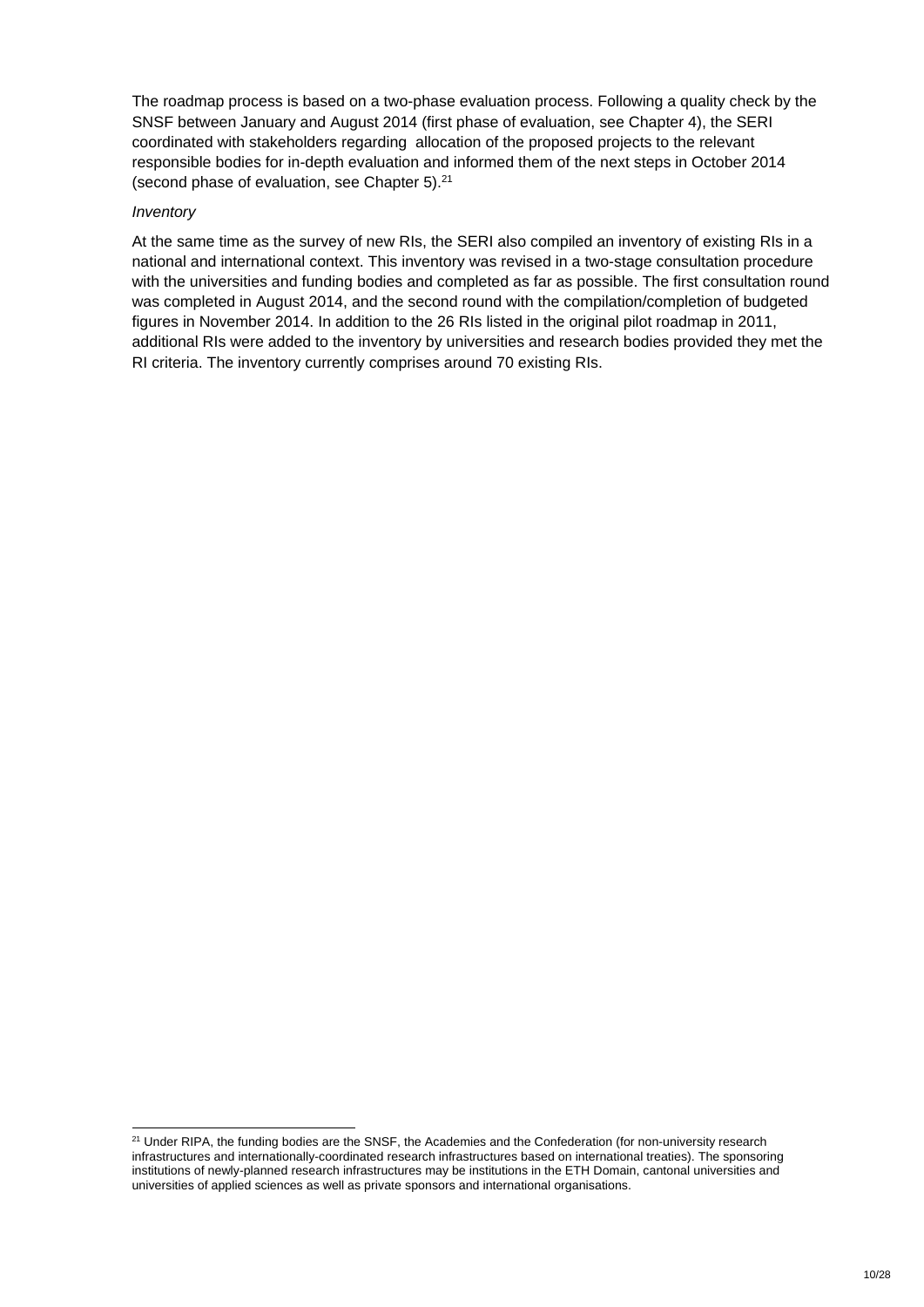The roadmap process is based on a two-phase evaluation process. Following a quality check by the SNSF between January and August 2014 (first phase of evaluation, see Chapter 4), the SERI coordinated with stakeholders regarding allocation of the proposed projects to the relevant responsible bodies for in-depth evaluation and informed them of the next steps in October 2014 (second phase of evaluation, see Chapter 5).[21]

*Inventory*

At the same time as the survey of new RIs, the SERI also compiled an inventory of existing RIs in a national and international context. This inventory was revised in a two-stage consultation procedure with the universities and funding bodies and completed as far as possible. The first consultation round was completed in August 2014, and the second round with the compilation/completion of budgeted figures in November 2014. In addition to the 26 RIs listed in the original pilot roadmap in 2011, additional RIs were added to the inventory by universities and research bodies provided they met the RI criteria. The inventory currently comprises around 70 existing RIs.

[21] Under RIPA, the funding bodies are the SNSF, the Academies and the Confederation (for non-university research infrastructures and internationally-coordinated research infrastructures based on international treaties). The sponsoring institutions of newly-planned research infrastructures may be institutions in the ETH Domain, cantonal universities and universities of applied sciences as well as private sponsors and international organisations.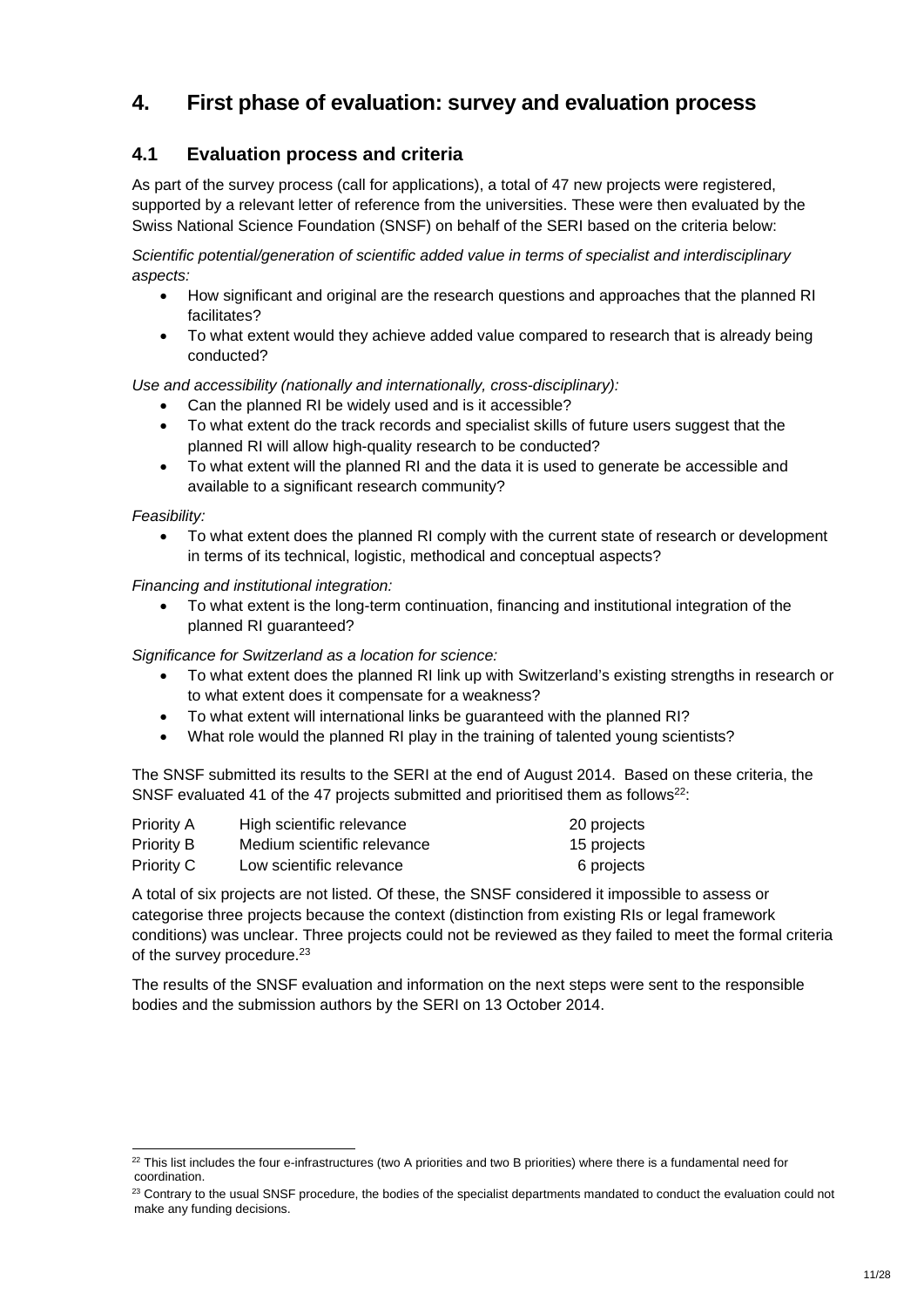# 4. First phase of evaluation: survey and evaluation process

## 4.1 Evaluation process and criteria

As part of the survey process (call for applications), a total of 47 new projects were registered, supported by a relevant letter of reference from the universities. These were then evaluated by the Swiss National Science Foundation (SNSF) on behalf of the SERI based on the criteria below:

*Scientific potential/generation of scientific added value in terms of specialist and interdisciplinary aspects:*

- How significant and original are the research questions and approaches that the planned RI facilitates?
- To what extent would they achieve added value compared to research that is already being conducted?

*Use and accessibility (nationally and internationally, cross-disciplinary):*

- Can the planned RI be widely used and is it accessible?
- To what extent do the track records and specialist skills of future users suggest that the planned RI will allow high-quality research to be conducted?
- To what extent will the planned RI and the data it is used to generate be accessible and available to a significant research community?

*Feasibility:*

- To what extent does the planned RI comply with the current state of research or development in terms of its technical, logistic, methodical and conceptual aspects?

*Financing and institutional integration:*

- To what extent is the long-term continuation, financing and institutional integration of the planned RI guaranteed?

*Significance for Switzerland as a location for science:*

- To what extent does the planned RI link up with Switzerland's existing strengths in research or to what extent does it compensate for a weakness?
- To what extent will international links be guaranteed with the planned RI?
- What role would the planned RI play in the training of talented young scientists?

The SNSF submitted its results to the SERI at the end of August 2014. Based on these criteria, the SNSF evaluated 41 of the 47 projects submitted and prioritised them as follows[22]:

| | | |
|---|---|---|
| Priority A | High scientific relevance | 20 projects |
| Priority B | Medium scientific relevance | 15 projects |
| Priority C | Low scientific relevance | 6 projects |

A total of six projects are not listed. Of these, the SNSF considered it impossible to assess or categorise three projects because the context (distinction from existing RIs or legal framework conditions) was unclear. Three projects could not be reviewed as they failed to meet the formal criteria of the survey procedure.[23]

The results of the SNSF evaluation and information on the next steps were sent to the responsible bodies and the submission authors by the SERI on 13 October 2014.

---

[22] This list includes the four e-infrastructures (two A priorities and two B priorities) where there is a fundamental need for coordination.

[23] Contrary to the usual SNSF procedure, the bodies of the specialist departments mandated to conduct the evaluation could not make any funding decisions.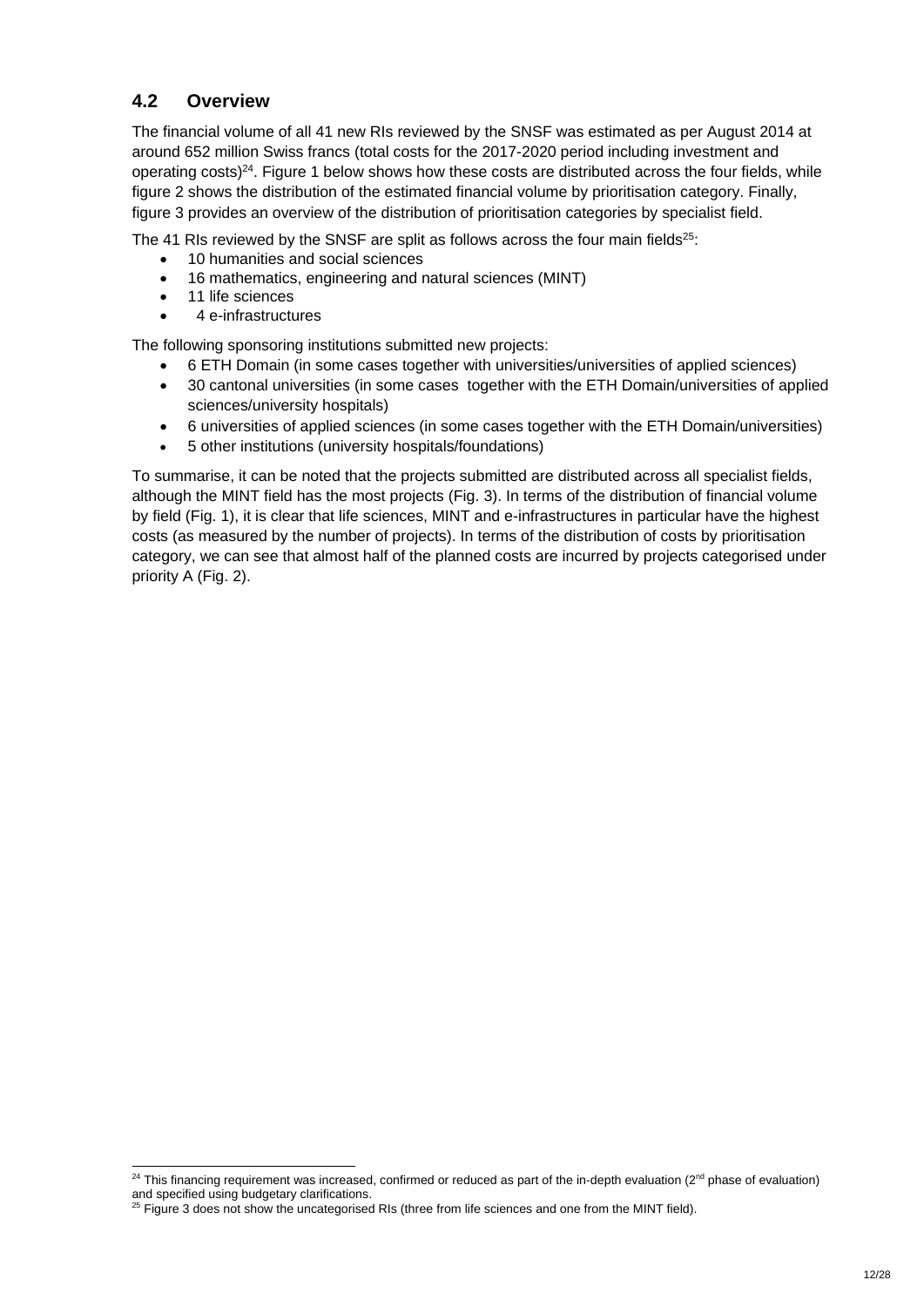## 4.2 Overview

The financial volume of all 41 new RIs reviewed by the SNSF was estimated as per August 2014 at around 652 million Swiss francs (total costs for the 2017-2020 period including investment and operating costs)[24]. Figure 1 below shows how these costs are distributed across the four fields, while figure 2 shows the distribution of the estimated financial volume by prioritisation category. Finally, figure 3 provides an overview of the distribution of prioritisation categories by specialist field.

The 41 RIs reviewed by the SNSF are split as follows across the four main fields[25]:

- 10 humanities and social sciences
- 16 mathematics, engineering and natural sciences (MINT)
- 11 life sciences
- 4 e-infrastructures

The following sponsoring institutions submitted new projects:

- 6 ETH Domain (in some cases together with universities/universities of applied sciences)
- 30 cantonal universities (in some cases together with the ETH Domain/universities of applied sciences/university hospitals)
- 6 universities of applied sciences (in some cases together with the ETH Domain/universities)
- 5 other institutions (university hospitals/foundations)

To summarise, it can be noted that the projects submitted are distributed across all specialist fields, although the MINT field has the most projects (Fig. 3). In terms of the distribution of financial volume by field (Fig. 1), it is clear that life sciences, MINT and e-infrastructures in particular have the highest costs (as measured by the number of projects). In terms of the distribution of costs by prioritisation category, we can see that almost half of the planned costs are incurred by projects categorised under priority A (Fig. 2).

---

[24] This financing requirement was increased, confirmed or reduced as part of the in-depth evaluation (2nd phase of evaluation) and specified using budgetary clarifications.

[25] Figure 3 does not show the uncategorised RIs (three from life sciences and one from the MINT field).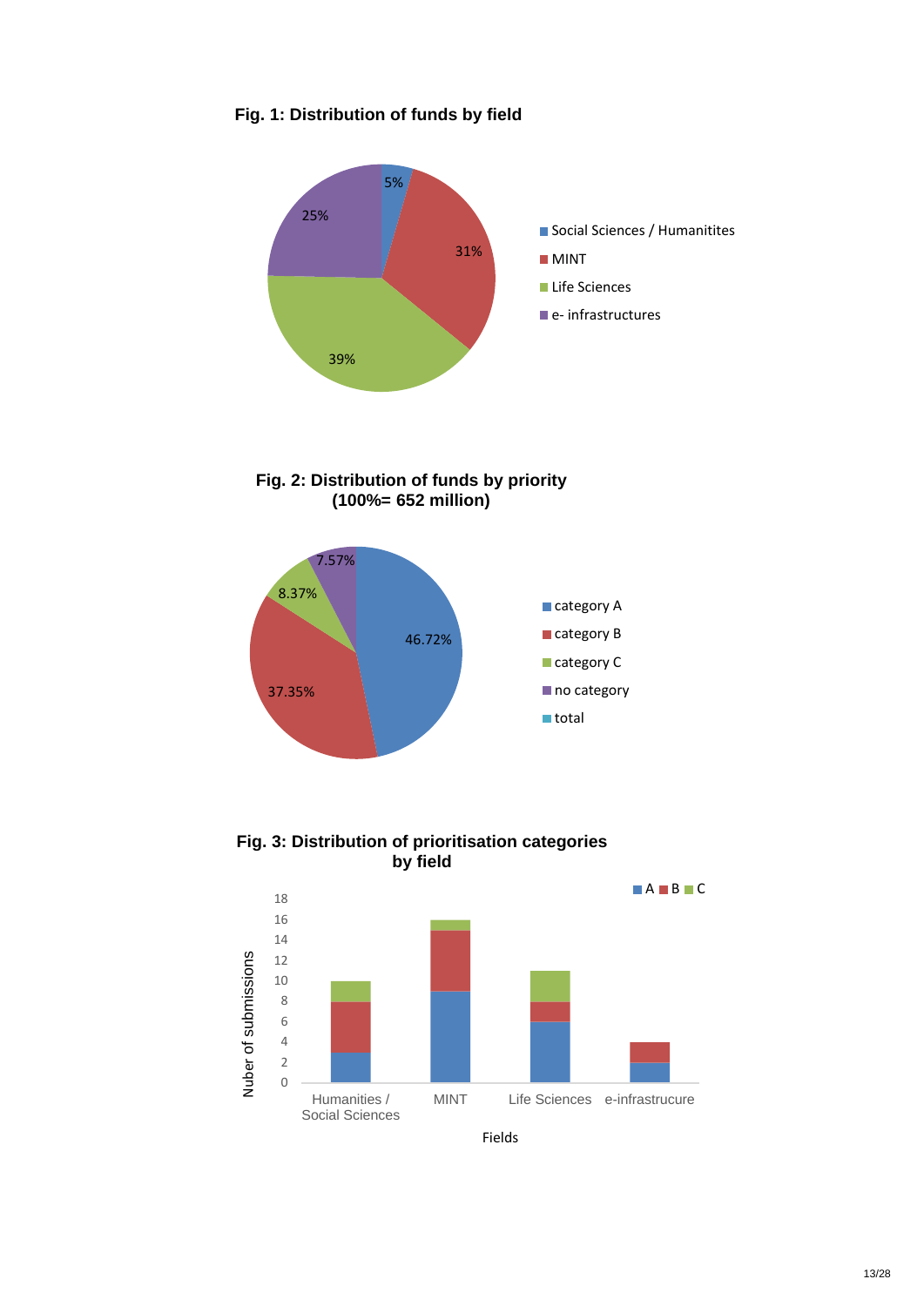**Fig. 1: Distribution of funds by field**

| Field | Share |
| --- | --- |
| Social Sciences / Humanitites | 5% |
| MINT | 31% |
| Life Sciences | 39% |
| e- infrastructures | 25% |

**Fig. 2: Distribution of funds by priority (100%= 652 million)**

| Priority | Share |
| --- | --- |
| category A | 46.72% |
| category B | 37.35% |
| category C | 8.37% |
| no category | 7.57% |
| total | |

**Fig. 3: Distribution of prioritisation categories by field**

Nuber of submissions

| Fields | A | B | C |
| --- | --- | --- | --- |
| Humanities / Social Sciences | 3 | 5 | 2 |
| MINT | 9 | 6 | 1 |
| Life Sciences | 6 | 2 | 3 |
| e-infrastrucure | 2 | 2 | |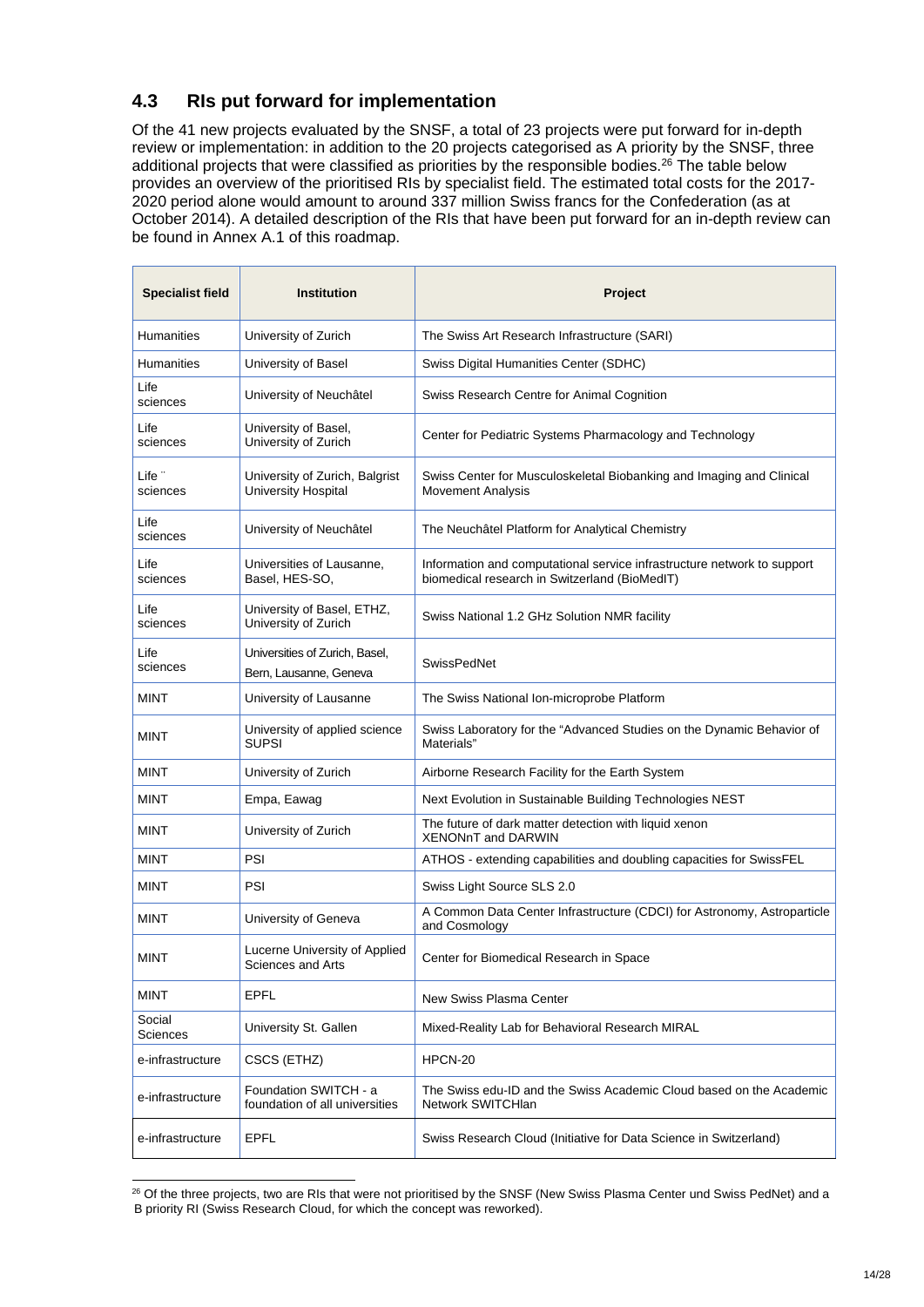## 4.3 RIs put forward for implementation

Of the 41 new projects evaluated by the SNSF, a total of 23 projects were put forward for in-depth review or implementation: in addition to the 20 projects categorised as A priority by the SNSF, three additional projects that were classified as priorities by the responsible bodies.[26] The table below provides an overview of the prioritised RIs by specialist field. The estimated total costs for the 2017-2020 period alone would amount to around 337 million Swiss francs for the Confederation (as at October 2014). A detailed description of the RIs that have been put forward for an in-depth review can be found in Annex A.1 of this roadmap.

| Specialist field | Institution | Project |
|---|---|---|
| Humanities | University of Zurich | The Swiss Art Research Infrastructure (SARI) |
| Humanities | University of Basel | Swiss Digital Humanities Center (SDHC) |
| Life sciences | University of Neuchâtel | Swiss Research Centre for Animal Cognition |
| Life sciences | University of Basel, University of Zurich | Center for Pediatric Systems Pharmacology and Technology |
| Life sciences | University of Zurich, Balgrist University Hospital | Swiss Center for Musculoskeletal Biobanking and Imaging and Clinical Movement Analysis |
| Life sciences | University of Neuchâtel | The Neuchâtel Platform for Analytical Chemistry |
| Life sciences | Universities of Lausanne, Basel, HES-SO, | Information and computational service infrastructure network to support biomedical research in Switzerland (BioMedIT) |
| Life sciences | University of Basel, ETHZ, University of Zurich | Swiss National 1.2 GHz Solution NMR facility |
| Life sciences | Universities of Zurich, Basel, Bern, Lausanne, Geneva | SwissPedNet |
| MINT | University of Lausanne | The Swiss National Ion-microprobe Platform |
| MINT | University of applied science SUPSI | Swiss Laboratory for the "Advanced Studies on the Dynamic Behavior of Materials" |
| MINT | University of Zurich | Airborne Research Facility for the Earth System |
| MINT | Empa, Eawag | Next Evolution in Sustainable Building Technologies NEST |
| MINT | University of Zurich | The future of dark matter detection with liquid xenon XENONnT and DARWIN |
| MINT | PSI | ATHOS - extending capabilities and doubling capacities for SwissFEL |
| MINT | PSI | Swiss Light Source SLS 2.0 |
| MINT | University of Geneva | A Common Data Center Infrastructure (CDCI) for Astronomy, Astroparticle and Cosmology |
| MINT | Lucerne University of Applied Sciences and Arts | Center for Biomedical Research in Space |
| MINT | EPFL | New Swiss Plasma Center |
| Social Sciences | University St. Gallen | Mixed-Reality Lab for Behavioral Research MIRAL |
| e-infrastructure | CSCS (ETHZ) | HPCN-20 |
| e-infrastructure | Foundation SWITCH - a foundation of all universities | The Swiss edu-ID and the Swiss Academic Cloud based on the Academic Network SWITCHlan |
| e-infrastructure | EPFL | Swiss Research Cloud (Initiative for Data Science in Switzerland) |

[26] Of the three projects, two are RIs that were not prioritised by the SNSF (New Swiss Plasma Center und Swiss PedNet) and a B priority RI (Swiss Research Cloud, for which the concept was reworked).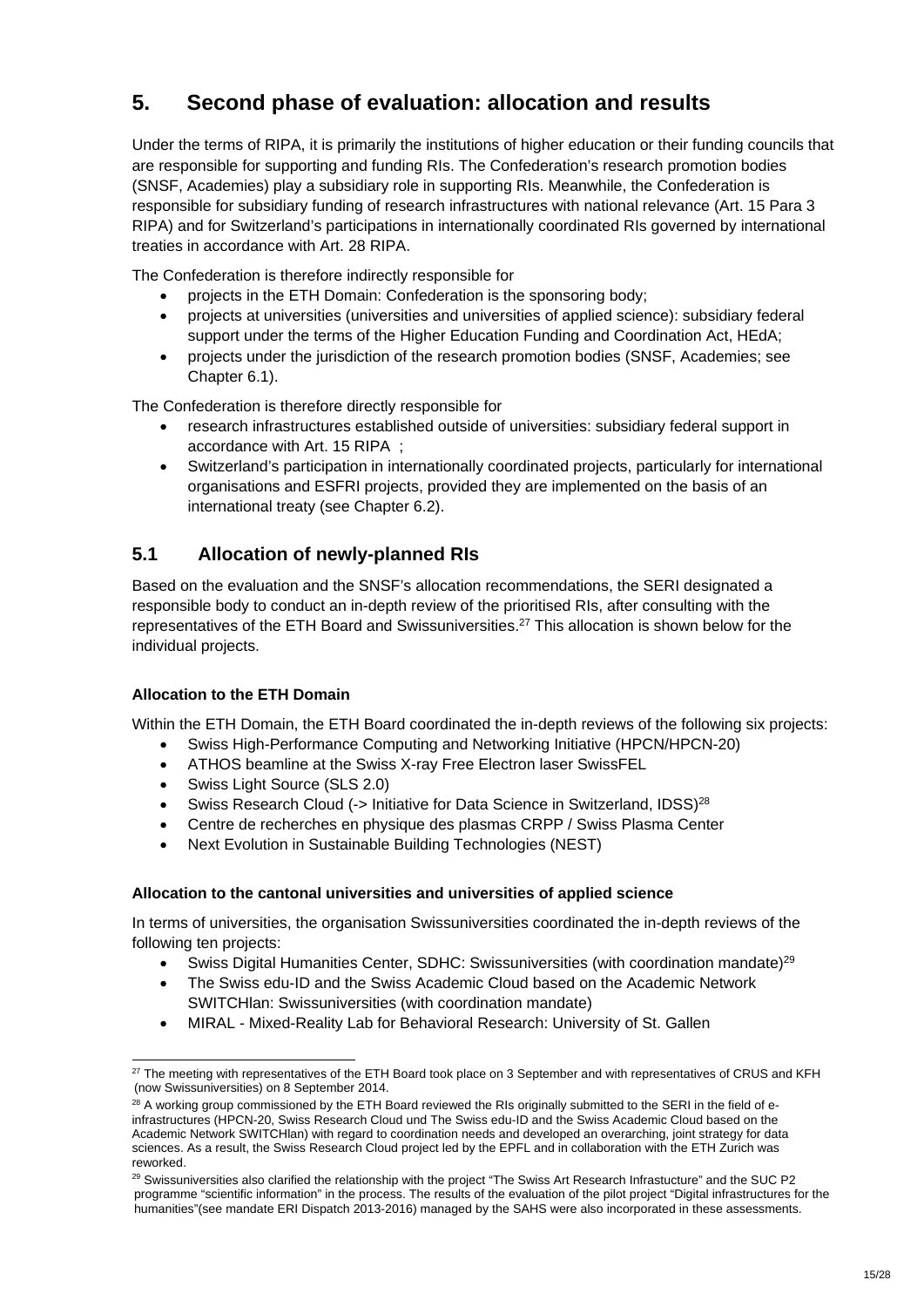## 5. Second phase of evaluation: allocation and results

Under the terms of RIPA, it is primarily the institutions of higher education or their funding councils that are responsible for supporting and funding RIs. The Confederation's research promotion bodies (SNSF, Academies) play a subsidiary role in supporting RIs. Meanwhile, the Confederation is responsible for subsidiary funding of research infrastructures with national relevance (Art. 15 Para 3 RIPA) and for Switzerland's participations in internationally coordinated RIs governed by international treaties in accordance with Art. 28 RIPA.

The Confederation is therefore indirectly responsible for

- projects in the ETH Domain: Confederation is the sponsoring body;
- projects at universities (universities and universities of applied science): subsidiary federal support under the terms of the Higher Education Funding and Coordination Act, HEdA;
- projects under the jurisdiction of the research promotion bodies (SNSF, Academies; see Chapter 6.1).

The Confederation is therefore directly responsible for

- research infrastructures established outside of universities: subsidiary federal support in accordance with Art. 15 RIPA ;
- Switzerland's participation in internationally coordinated projects, particularly for international organisations and ESFRI projects, provided they are implemented on the basis of an international treaty (see Chapter 6.2).

### 5.1 Allocation of newly-planned RIs

Based on the evaluation and the SNSF's allocation recommendations, the SERI designated a responsible body to conduct an in-depth review of the prioritised RIs, after consulting with the representatives of the ETH Board and Swissuniversities.[27] This allocation is shown below for the individual projects.

**Allocation to the ETH Domain**

Within the ETH Domain, the ETH Board coordinated the in-depth reviews of the following six projects:

- Swiss High-Performance Computing and Networking Initiative (HPCN/HPCN-20)
- ATHOS beamline at the Swiss X-ray Free Electron laser SwissFEL
- Swiss Light Source (SLS 2.0)
- Swiss Research Cloud (-> Initiative for Data Science in Switzerland, IDSS)[28]
- Centre de recherches en physique des plasmas CRPP / Swiss Plasma Center
- Next Evolution in Sustainable Building Technologies (NEST)

**Allocation to the cantonal universities and universities of applied science**

In terms of universities, the organisation Swissuniversities coordinated the in-depth reviews of the following ten projects:

- Swiss Digital Humanities Center, SDHC: Swissuniversities (with coordination mandate)[29]
- The Swiss edu-ID and the Swiss Academic Cloud based on the Academic Network SWITCHlan: Swissuniversities (with coordination mandate)
- MIRAL - Mixed-Reality Lab for Behavioral Research: University of St. Gallen

---

[27] The meeting with representatives of the ETH Board took place on 3 September and with representatives of CRUS and KFH (now Swissuniversities) on 8 September 2014.

[28] A working group commissioned by the ETH Board reviewed the RIs originally submitted to the SERI in the field of e-infrastructures (HPCN-20, Swiss Research Cloud und The Swiss edu-ID and the Swiss Academic Cloud based on the Academic Network SWITCHlan) with regard to coordination needs and developed an overarching, joint strategy for data sciences. As a result, the Swiss Research Cloud project led by the EPFL and in collaboration with the ETH Zurich was reworked.

[29] Swissuniversities also clarified the relationship with the project "The Swiss Art Research Infrastucture" and the SUC P2 programme "scientific information" in the process. The results of the evaluation of the pilot project "Digital infrastructures for the humanities"(see mandate ERI Dispatch 2013-2016) managed by the SAHS were also incorporated in these assessments.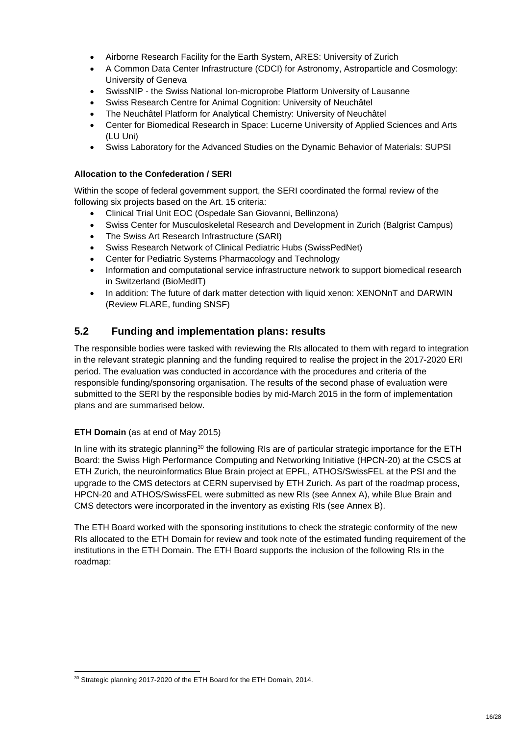- Airborne Research Facility for the Earth System, ARES: University of Zurich
- A Common Data Center Infrastructure (CDCI) for Astronomy, Astroparticle and Cosmology: University of Geneva
- SwissNIP - the Swiss National Ion-microprobe Platform University of Lausanne
- Swiss Research Centre for Animal Cognition: University of Neuchâtel
- The Neuchâtel Platform for Analytical Chemistry: University of Neuchâtel
- Center for Biomedical Research in Space: Lucerne University of Applied Sciences and Arts (LU Uni)
- Swiss Laboratory for the Advanced Studies on the Dynamic Behavior of Materials: SUPSI

**Allocation to the Confederation / SERI**

Within the scope of federal government support, the SERI coordinated the formal review of the following six projects based on the Art. 15 criteria:

- Clinical Trial Unit EOC (Ospedale San Giovanni, Bellinzona)
- Swiss Center for Musculoskeletal Research and Development in Zurich (Balgrist Campus)
- The Swiss Art Research Infrastructure (SARI)
- Swiss Research Network of Clinical Pediatric Hubs (SwissPedNet)
- Center for Pediatric Systems Pharmacology and Technology
- Information and computational service infrastructure network to support biomedical research in Switzerland (BioMedIT)
- In addition: The future of dark matter detection with liquid xenon: XENONnT and DARWIN (Review FLARE, funding SNSF)

## 5.2 Funding and implementation plans: results

The responsible bodies were tasked with reviewing the RIs allocated to them with regard to integration in the relevant strategic planning and the funding required to realise the project in the 2017-2020 ERI period. The evaluation was conducted in accordance with the procedures and criteria of the responsible funding/sponsoring organisation. The results of the second phase of evaluation were submitted to the SERI by the responsible bodies by mid-March 2015 in the form of implementation plans and are summarised below.

**ETH Domain** (as at end of May 2015)

In line with its strategic planning[30] the following RIs are of particular strategic importance for the ETH Board: the Swiss High Performance Computing and Networking Initiative (HPCN-20) at the CSCS at ETH Zurich, the neuroinformatics Blue Brain project at EPFL, ATHOS/SwissFEL at the PSI and the upgrade to the CMS detectors at CERN supervised by ETH Zurich. As part of the roadmap process, HPCN-20 and ATHOS/SwissFEL were submitted as new RIs (see Annex A), while Blue Brain and CMS detectors were incorporated in the inventory as existing RIs (see Annex B).

The ETH Board worked with the sponsoring institutions to check the strategic conformity of the new RIs allocated to the ETH Domain for review and took note of the estimated funding requirement of the institutions in the ETH Domain. The ETH Board supports the inclusion of the following RIs in the roadmap:

[30] Strategic planning 2017-2020 of the ETH Board for the ETH Domain, 2014.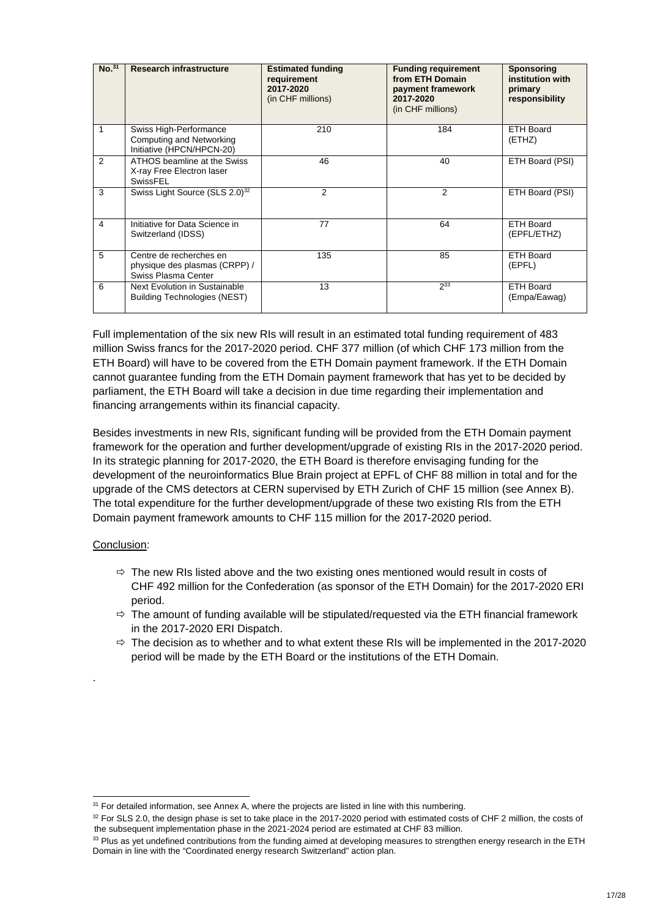| No.[31] | Research infrastructure | Estimated funding requirement 2017-2020 (in CHF millions) | Funding requirement from ETH Domain payment framework 2017-2020 (in CHF millions) | Sponsoring institution with primary responsibility |
|---|---|---|---|---|
| 1 | Swiss High-Performance Computing and Networking Initiative (HPCN/HPCN-20) | 210 | 184 | ETH Board (ETHZ) |
| 2 | ATHOS beamline at the Swiss X-ray Free Electron laser SwissFEL | 46 | 40 | ETH Board (PSI) |
| 3 | Swiss Light Source (SLS 2.0)[32] | 2 | 2 | ETH Board (PSI) |
| 4 | Initiative for Data Science in Switzerland (IDSS) | 77 | 64 | ETH Board (EPFL/ETHZ) |
| 5 | Centre de recherches en physique des plasmas (CRPP) / Swiss Plasma Center | 135 | 85 | ETH Board (EPFL) |
| 6 | Next Evolution in Sustainable Building Technologies (NEST) | 13 | 2[33] | ETH Board (Empa/Eawag) |

Full implementation of the six new RIs will result in an estimated total funding requirement of 483 million Swiss francs for the 2017-2020 period. CHF 377 million (of which CHF 173 million from the ETH Board) will have to be covered from the ETH Domain payment framework. If the ETH Domain cannot guarantee funding from the ETH Domain payment framework that has yet to be decided by parliament, the ETH Board will take a decision in due time regarding their implementation and financing arrangements within its financial capacity.

Besides investments in new RIs, significant funding will be provided from the ETH Domain payment framework for the operation and further development/upgrade of existing RIs in the 2017-2020 period. In its strategic planning for 2017-2020, the ETH Board is therefore envisaging funding for the development of the neuroinformatics Blue Brain project at EPFL of CHF 88 million in total and for the upgrade of the CMS detectors at CERN supervised by ETH Zurich of CHF 15 million (see Annex B). The total expenditure for the further development/upgrade of these two existing RIs from the ETH Domain payment framework amounts to CHF 115 million for the 2017-2020 period.

Conclusion:

- ⇨ The new RIs listed above and the two existing ones mentioned would result in costs of CHF 492 million for the Confederation (as sponsor of the ETH Domain) for the 2017-2020 ERI period.
- ⇨ The amount of funding available will be stipulated/requested via the ETH financial framework in the 2017-2020 ERI Dispatch.
- ⇨ The decision as to whether and to what extent these RIs will be implemented in the 2017-2020 period will be made by the ETH Board or the institutions of the ETH Domain.

.

[31] For detailed information, see Annex A, where the projects are listed in line with this numbering.

[32] For SLS 2.0, the design phase is set to take place in the 2017-2020 period with estimated costs of CHF 2 million, the costs of the subsequent implementation phase in the 2021-2024 period are estimated at CHF 83 million.

[33] Plus as yet undefined contributions from the funding aimed at developing measures to strengthen energy research in the ETH Domain in line with the "Coordinated energy research Switzerland" action plan.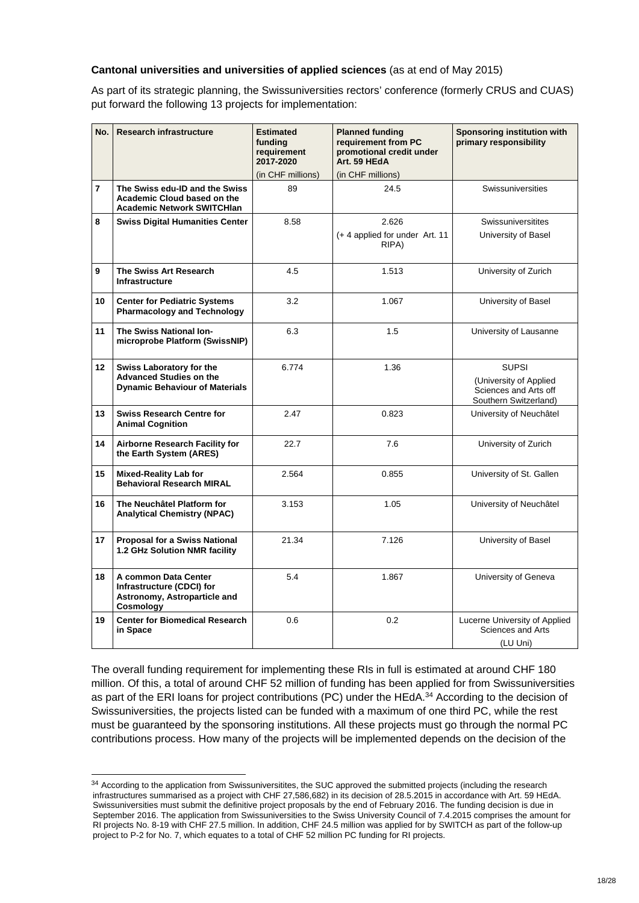**Cantonal universities and universities of applied sciences** (as at end of May 2015)

As part of its strategic planning, the Swissuniversities rectors' conference (formerly CRUS and CUAS) put forward the following 13 projects for implementation:

| No. | Research infrastructure | Estimated funding requirement 2017-2020 (in CHF millions) | Planned funding requirement from PC promotional credit under Art. 59 HEdA (in CHF millions) | Sponsoring institution with primary responsibility |
|---|---|---|---|---|
| 7 | **The Swiss edu-ID and the Swiss Academic Cloud based on the Academic Network SWITCHlan** | 89 | 24.5 | Swissuniversities |
| 8 | **Swiss Digital Humanities Center** | 8.58 | 2.626 (+ 4 applied for under Art. 11 RIPA) | Swissuniversitites University of Basel |
| 9 | **The Swiss Art Research Infrastructure** | 4.5 | 1.513 | University of Zurich |
| 10 | **Center for Pediatric Systems Pharmacology and Technology** | 3.2 | 1.067 | University of Basel |
| 11 | **The Swiss National Ion-microprobe Platform (SwissNIP)** | 6.3 | 1.5 | University of Lausanne |
| 12 | **Swiss Laboratory for the Advanced Studies on the Dynamic Behaviour of Materials** | 6.774 | 1.36 | SUPSI (University of Applied Sciences and Arts off Southern Switzerland) |
| 13 | **Swiss Research Centre for Animal Cognition** | 2.47 | 0.823 | University of Neuchâtel |
| 14 | **Airborne Research Facility for the Earth System (ARES)** | 22.7 | 7.6 | University of Zurich |
| 15 | **Mixed-Reality Lab for Behavioral Research MIRAL** | 2.564 | 0.855 | University of St. Gallen |
| 16 | **The Neuchâtel Platform for Analytical Chemistry (NPAC)** | 3.153 | 1.05 | University of Neuchâtel |
| 17 | **Proposal for a Swiss National 1.2 GHz Solution NMR facility** | 21.34 | 7.126 | University of Basel |
| 18 | **A common Data Center Infrastructure (CDCI) for Astronomy, Astroparticle and Cosmology** | 5.4 | 1.867 | University of Geneva |
| 19 | **Center for Biomedical Research in Space** | 0.6 | 0.2 | Lucerne University of Applied Sciences and Arts (LU Uni) |

The overall funding requirement for implementing these RIs in full is estimated at around CHF 180 million. Of this, a total of around CHF 52 million of funding has been applied for from Swissuniversities as part of the ERI loans for project contributions (PC) under the HEdA.[34] According to the decision of Swissuniversities, the projects listed can be funded with a maximum of one third PC, while the rest must be guaranteed by the sponsoring institutions. All these projects must go through the normal PC contributions process. How many of the projects will be implemented depends on the decision of the

[34] According to the application from Swissuniversitites, the SUC approved the submitted projects (including the research infrastructures summarised as a project with CHF 27,586,682) in its decision of 28.5.2015 in accordance with Art. 59 HEdA. Swissuniversities must submit the definitive project proposals by the end of February 2016. The funding decision is due in September 2016. The application from Swissuniversities to the Swiss University Council of 7.4.2015 comprises the amount for RI projects No. 8-19 with CHF 27.5 million. In addition, CHF 24.5 million was applied for by SWITCH as part of the follow-up project to P-2 for No. 7, which equates to a total of CHF 52 million PC funding for RI projects.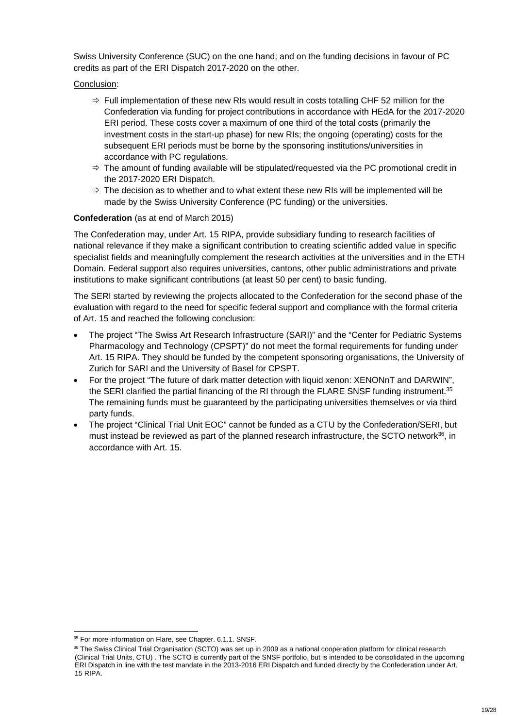Swiss University Conference (SUC) on the one hand; and on the funding decisions in favour of PC credits as part of the ERI Dispatch 2017-2020 on the other.

Conclusion:

- ⇨ Full implementation of these new RIs would result in costs totalling CHF 52 million for the Confederation via funding for project contributions in accordance with HEdA for the 2017-2020 ERI period. These costs cover a maximum of one third of the total costs (primarily the investment costs in the start-up phase) for new RIs; the ongoing (operating) costs for the subsequent ERI periods must be borne by the sponsoring institutions/universities in accordance with PC regulations.
- ⇨ The amount of funding available will be stipulated/requested via the PC promotional credit in the 2017-2020 ERI Dispatch.
- ⇨ The decision as to whether and to what extent these new RIs will be implemented will be made by the Swiss University Conference (PC funding) or the universities.

**Confederation** (as at end of March 2015)

The Confederation may, under Art. 15 RIPA, provide subsidiary funding to research facilities of national relevance if they make a significant contribution to creating scientific added value in specific specialist fields and meaningfully complement the research activities at the universities and in the ETH Domain. Federal support also requires universities, cantons, other public administrations and private institutions to make significant contributions (at least 50 per cent) to basic funding.

The SERI started by reviewing the projects allocated to the Confederation for the second phase of the evaluation with regard to the need for specific federal support and compliance with the formal criteria of Art. 15 and reached the following conclusion:

- The project "The Swiss Art Research Infrastructure (SARI)" and the "Center for Pediatric Systems Pharmacology and Technology (CPSPT)" do not meet the formal requirements for funding under Art. 15 RIPA. They should be funded by the competent sponsoring organisations, the University of Zurich for SARI and the University of Basel for CPSPT.
- For the project "The future of dark matter detection with liquid xenon: XENONnT and DARWIN", the SERI clarified the partial financing of the RI through the FLARE SNSF funding instrument.[35] The remaining funds must be guaranteed by the participating universities themselves or via third party funds.
- The project "Clinical Trial Unit EOC" cannot be funded as a CTU by the Confederation/SERI, but must instead be reviewed as part of the planned research infrastructure, the SCTO network[36], in accordance with Art. 15.

---

[35] For more information on Flare, see Chapter. 6.1.1. SNSF.

[36] The Swiss Clinical Trial Organisation (SCTO) was set up in 2009 as a national cooperation platform for clinical research (Clinical Trial Units, CTU) . The SCTO is currently part of the SNSF portfolio, but is intended to be consolidated in the upcoming ERI Dispatch in line with the test mandate in the 2013-2016 ERI Dispatch and funded directly by the Confederation under Art. 15 RIPA.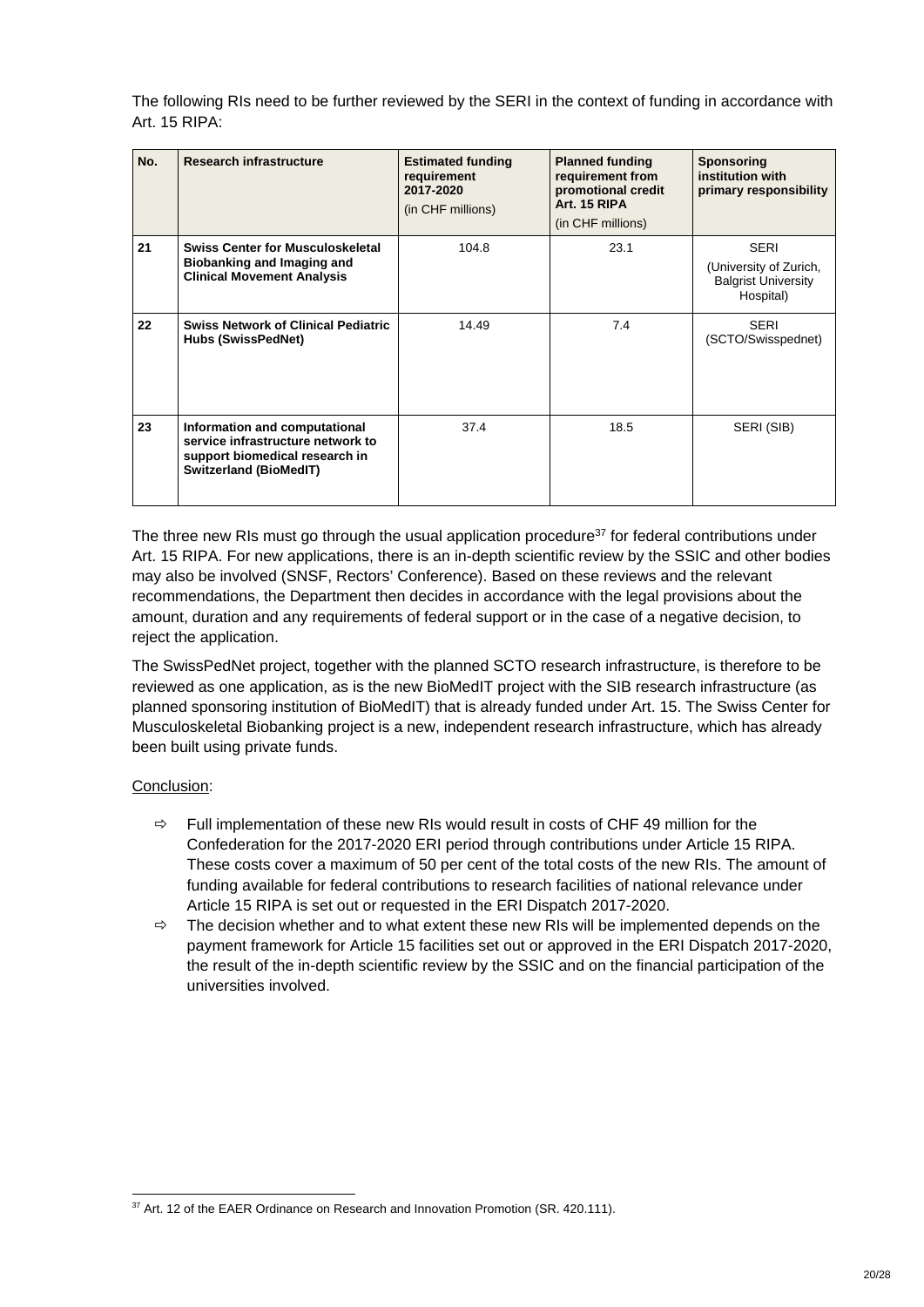The following RIs need to be further reviewed by the SERI in the context of funding in accordance with Art. 15 RIPA:

| No. | Research infrastructure | Estimated funding requirement 2017-2020 (in CHF millions) | Planned funding requirement from promotional credit Art. 15 RIPA (in CHF millions) | Sponsoring institution with primary responsibility |
|---|---|---|---|---|
| **21** | **Swiss Center for Musculoskeletal Biobanking and Imaging and Clinical Movement Analysis** | 104.8 | 23.1 | SERI (University of Zurich, Balgrist University Hospital) |
| **22** | **Swiss Network of Clinical Pediatric Hubs (SwissPedNet)** | 14.49 | 7.4 | SERI (SCTO/Swisspednet) |
| **23** | **Information and computational service infrastructure network to support biomedical research in Switzerland (BioMedIT)** | 37.4 | 18.5 | SERI (SIB) |

The three new RIs must go through the usual application procedure[37] for federal contributions under Art. 15 RIPA. For new applications, there is an in-depth scientific review by the SSIC and other bodies may also be involved (SNSF, Rectors' Conference). Based on these reviews and the relevant recommendations, the Department then decides in accordance with the legal provisions about the amount, duration and any requirements of federal support or in the case of a negative decision, to reject the application.

The SwissPedNet project, together with the planned SCTO research infrastructure, is therefore to be reviewed as one application, as is the new BioMedIT project with the SIB research infrastructure (as planned sponsoring institution of BioMedIT) that is already funded under Art. 15. The Swiss Center for Musculoskeletal Biobanking project is a new, independent research infrastructure, which has already been built using private funds.

<u>Conclusion</u>:

- ⇨ Full implementation of these new RIs would result in costs of CHF 49 million for the Confederation for the 2017-2020 ERI period through contributions under Article 15 RIPA. These costs cover a maximum of 50 per cent of the total costs of the new RIs. The amount of funding available for federal contributions to research facilities of national relevance under Article 15 RIPA is set out or requested in the ERI Dispatch 2017-2020.
- ⇨ The decision whether and to what extent these new RIs will be implemented depends on the payment framework for Article 15 facilities set out or approved in the ERI Dispatch 2017-2020, the result of the in-depth scientific review by the SSIC and on the financial participation of the universities involved.

[37] Art. 12 of the EAER Ordinance on Research and Innovation Promotion (SR. 420.111).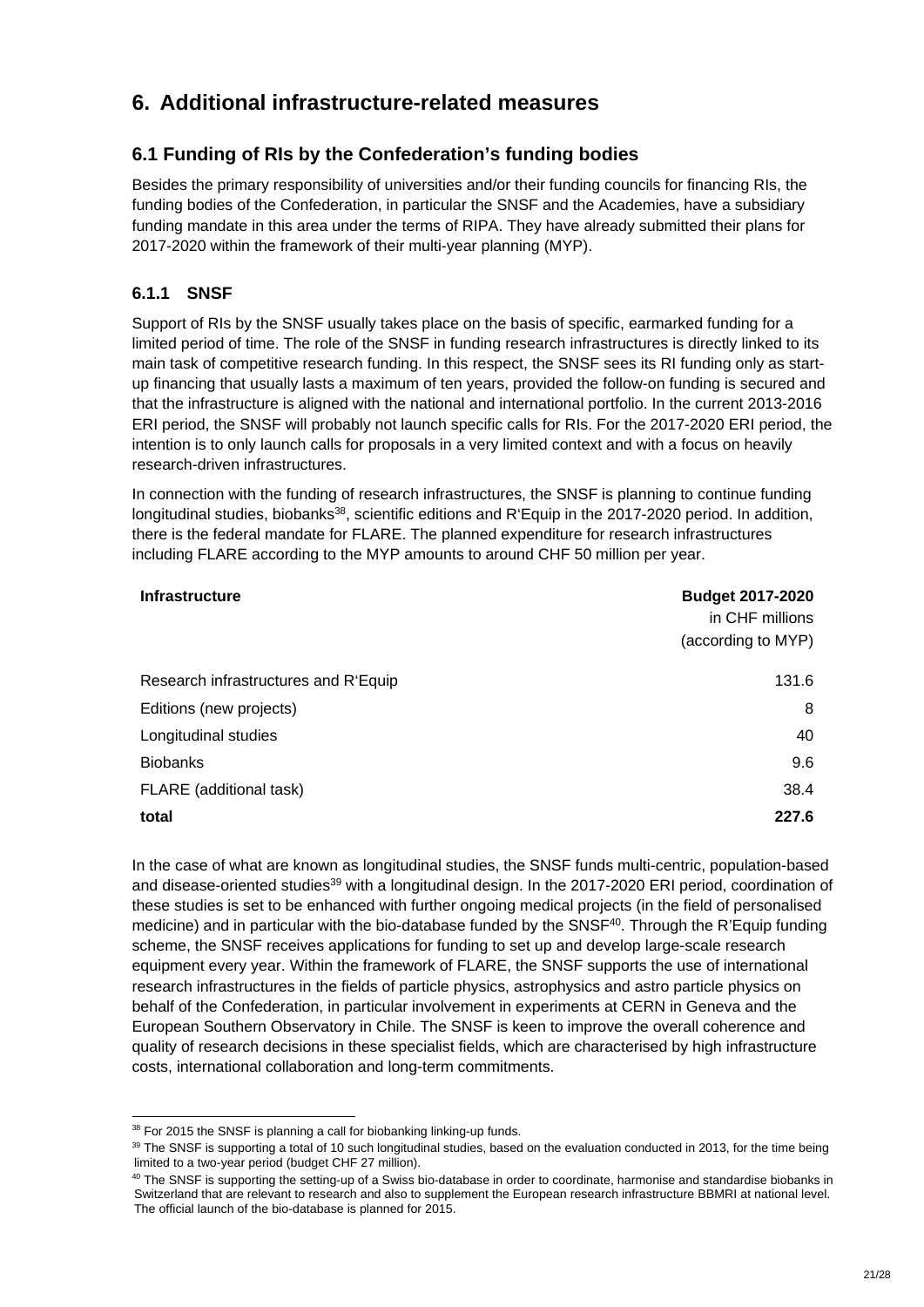# 6. Additional infrastructure-related measures

## 6.1 Funding of RIs by the Confederation's funding bodies

Besides the primary responsibility of universities and/or their funding councils for financing RIs, the funding bodies of the Confederation, in particular the SNSF and the Academies, have a subsidiary funding mandate in this area under the terms of RIPA. They have already submitted their plans for 2017-2020 within the framework of their multi-year planning (MYP).

### 6.1.1 SNSF

Support of RIs by the SNSF usually takes place on the basis of specific, earmarked funding for a limited period of time. The role of the SNSF in funding research infrastructures is directly linked to its main task of competitive research funding. In this respect, the SNSF sees its RI funding only as start-up financing that usually lasts a maximum of ten years, provided the follow-on funding is secured and that the infrastructure is aligned with the national and international portfolio. In the current 2013-2016 ERI period, the SNSF will probably not launch specific calls for RIs. For the 2017-2020 ERI period, the intention is to only launch calls for proposals in a very limited context and with a focus on heavily research-driven infrastructures.

In connection with the funding of research infrastructures, the SNSF is planning to continue funding longitudinal studies, biobanks[38], scientific editions and R'Equip in the 2017-2020 period. In addition, there is the federal mandate for FLARE. The planned expenditure for research infrastructures including FLARE according to the MYP amounts to around CHF 50 million per year.

| **Infrastructure** | **Budget 2017-2020** in CHF millions (according to MYP) |
|---|---:|
| Research infrastructures and R'Equip | 131.6 |
| Editions (new projects) | 8 |
| Longitudinal studies | 40 |
| Biobanks | 9.6 |
| FLARE (additional task) | 38.4 |
| **total** | **227.6** |

In the case of what are known as longitudinal studies, the SNSF funds multi-centric, population-based and disease-oriented studies[39] with a longitudinal design. In the 2017-2020 ERI period, coordination of these studies is set to be enhanced with further ongoing medical projects (in the field of personalised medicine) and in particular with the bio-database funded by the SNSF[40]. Through the R'Equip funding scheme, the SNSF receives applications for funding to set up and develop large-scale research equipment every year. Within the framework of FLARE, the SNSF supports the use of international research infrastructures in the fields of particle physics, astrophysics and astro particle physics on behalf of the Confederation, in particular involvement in experiments at CERN in Geneva and the European Southern Observatory in Chile. The SNSF is keen to improve the overall coherence and quality of research decisions in these specialist fields, which are characterised by high infrastructure costs, international collaboration and long-term commitments.

---

[38] For 2015 the SNSF is planning a call for biobanking linking-up funds.

[39] The SNSF is supporting a total of 10 such longitudinal studies, based on the evaluation conducted in 2013, for the time being limited to a two-year period (budget CHF 27 million).

[40] The SNSF is supporting the setting-up of a Swiss bio-database in order to coordinate, harmonise and standardise biobanks in Switzerland that are relevant to research and also to supplement the European research infrastructure BBMRI at national level. The official launch of the bio-database is planned for 2015.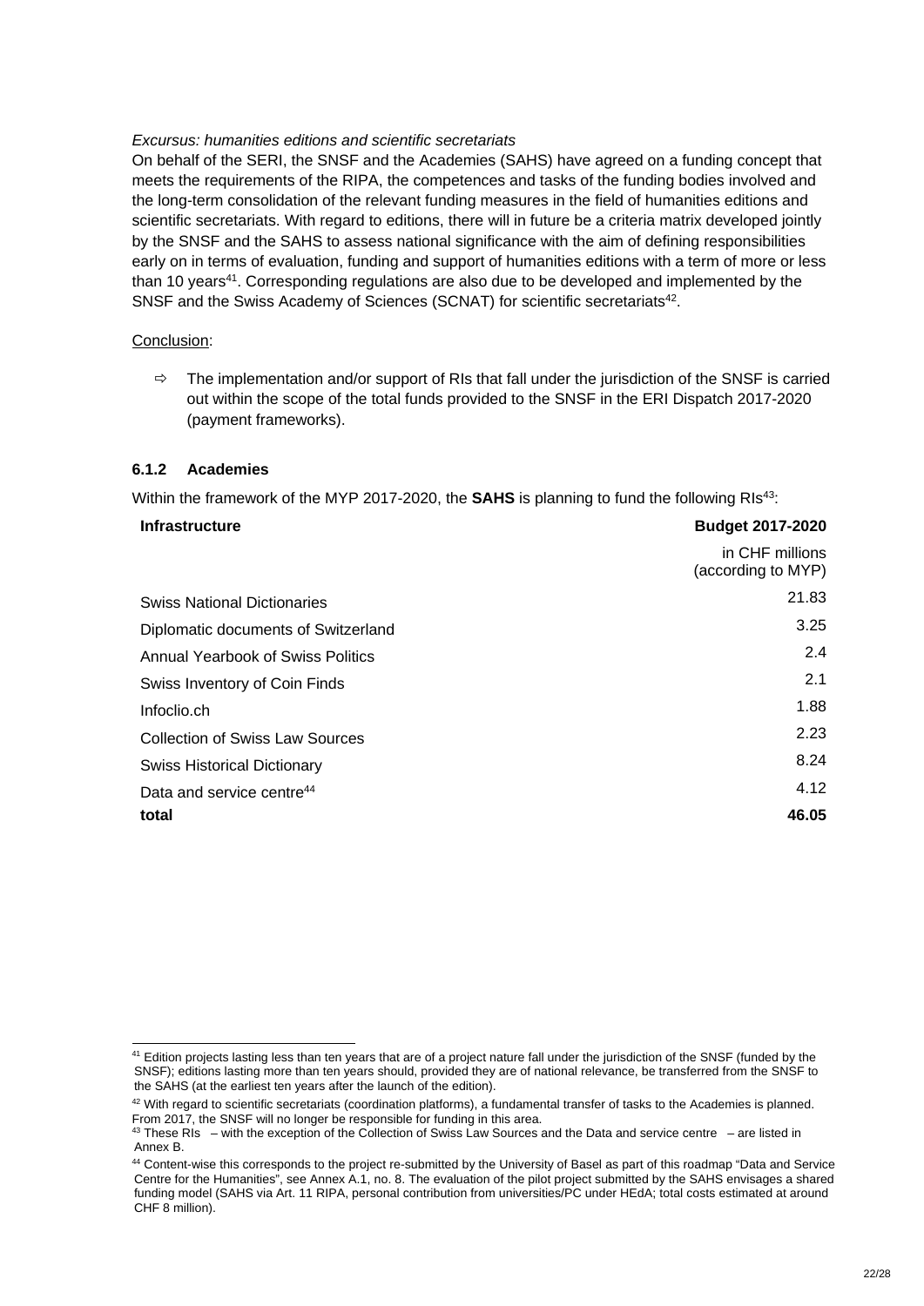*Excursus: humanities editions and scientific secretariats*

On behalf of the SERI, the SNSF and the Academies (SAHS) have agreed on a funding concept that meets the requirements of the RIPA, the competences and tasks of the funding bodies involved and the long-term consolidation of the relevant funding measures in the field of humanities editions and scientific secretariats. With regard to editions, there will in future be a criteria matrix developed jointly by the SNSF and the SAHS to assess national significance with the aim of defining responsibilities early on in terms of evaluation, funding and support of humanities editions with a term of more or less than 10 years[41]. Corresponding regulations are also due to be developed and implemented by the SNSF and the Swiss Academy of Sciences (SCNAT) for scientific secretariats[42].

<u>Conclusion</u>:

⇨ The implementation and/or support of RIs that fall under the jurisdiction of the SNSF is carried out within the scope of the total funds provided to the SNSF in the ERI Dispatch 2017-2020 (payment frameworks).

### 6.1.2 Academies

Within the framework of the MYP 2017-2020, the **SAHS** is planning to fund the following RIs[43]:

| **Infrastructure** | **Budget 2017-2020**<br>in CHF millions (according to MYP) |
|---|---|
| Swiss National Dictionaries | 21.83 |
| Diplomatic documents of Switzerland | 3.25 |
| Annual Yearbook of Swiss Politics | 2.4 |
| Swiss Inventory of Coin Finds | 2.1 |
| Infoclio.ch | 1.88 |
| Collection of Swiss Law Sources | 2.23 |
| Swiss Historical Dictionary | 8.24 |
| Data and service centre[44] | 4.12 |
| **total** | **46.05** |

---

[41] Edition projects lasting less than ten years that are of a project nature fall under the jurisdiction of the SNSF (funded by the SNSF); editions lasting more than ten years should, provided they are of national relevance, be transferred from the SNSF to the SAHS (at the earliest ten years after the launch of the edition).

[42] With regard to scientific secretariats (coordination platforms), a fundamental transfer of tasks to the Academies is planned. From 2017, the SNSF will no longer be responsible for funding in this area.

[43] These RIs – with the exception of the Collection of Swiss Law Sources and the Data and service centre – are listed in Annex B.

[44] Content-wise this corresponds to the project re-submitted by the University of Basel as part of this roadmap "Data and Service Centre for the Humanities", see Annex A.1, no. 8. The evaluation of the pilot project submitted by the SAHS envisages a shared funding model (SAHS via Art. 11 RIPA, personal contribution from universities/PC under HEdA; total costs estimated at around CHF 8 million).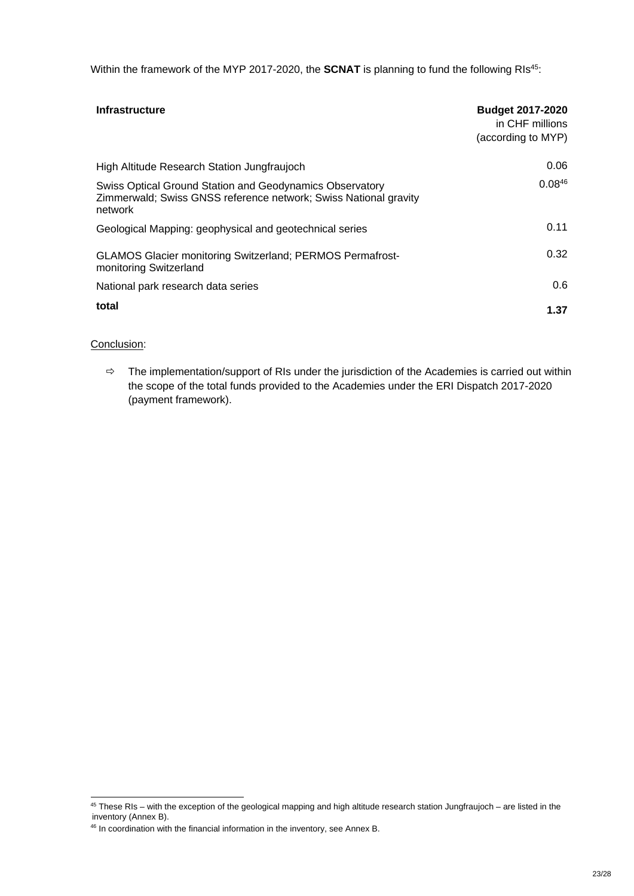Within the framework of the MYP 2017-2020, the **SCNAT** is planning to fund the following RIs[45]:

| **Infrastructure** | **Budget 2017-2020** in CHF millions (according to MYP) |
|---|---|
| High Altitude Research Station Jungfraujoch | 0.06 |
| Swiss Optical Ground Station and Geodynamics Observatory Zimmerwald; Swiss GNSS reference network; Swiss National gravity network | 0.08[46] |
| Geological Mapping: geophysical and geotechnical series | 0.11 |
| GLAMOS Glacier monitoring Switzerland; PERMOS Permafrost-monitoring Switzerland | 0.32 |
| National park research data series | 0.6 |
| **total** | **1.37** |

Conclusion:

⇨ The implementation/support of RIs under the jurisdiction of the Academies is carried out within the scope of the total funds provided to the Academies under the ERI Dispatch 2017-2020 (payment framework).

[45] These RIs – with the exception of the geological mapping and high altitude research station Jungfraujoch – are listed in the inventory (Annex B).

[46] In coordination with the financial information in the inventory, see Annex B.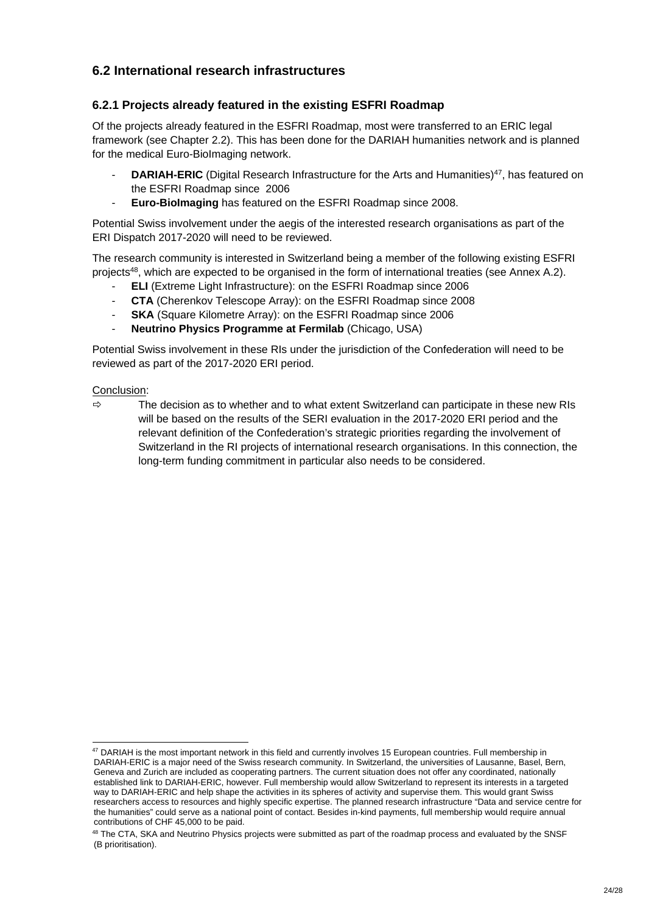## 6.2 International research infrastructures

### 6.2.1 Projects already featured in the existing ESFRI Roadmap

Of the projects already featured in the ESFRI Roadmap, most were transferred to an ERIC legal framework (see Chapter 2.2). This has been done for the DARIAH humanities network and is planned for the medical Euro-BioImaging network.

- **DARIAH-ERIC** (Digital Research Infrastructure for the Arts and Humanities)[47], has featured on the ESFRI Roadmap since 2006
- **Euro-BioImaging** has featured on the ESFRI Roadmap since 2008.

Potential Swiss involvement under the aegis of the interested research organisations as part of the ERI Dispatch 2017-2020 will need to be reviewed.

The research community is interested in Switzerland being a member of the following existing ESFRI projects[48], which are expected to be organised in the form of international treaties (see Annex A.2).

- **ELI** (Extreme Light Infrastructure): on the ESFRI Roadmap since 2006
- **CTA** (Cherenkov Telescope Array): on the ESFRI Roadmap since 2008
- **SKA** (Square Kilometre Array): on the ESFRI Roadmap since 2006
- **Neutrino Physics Programme at Fermilab** (Chicago, USA)

Potential Swiss involvement in these RIs under the jurisdiction of the Confederation will need to be reviewed as part of the 2017-2020 ERI period.

Conclusion:

⇨ The decision as to whether and to what extent Switzerland can participate in these new RIs will be based on the results of the SERI evaluation in the 2017-2020 ERI period and the relevant definition of the Confederation's strategic priorities regarding the involvement of Switzerland in the RI projects of international research organisations. In this connection, the long-term funding commitment in particular also needs to be considered.

---

[47] DARIAH is the most important network in this field and currently involves 15 European countries. Full membership in DARIAH-ERIC is a major need of the Swiss research community. In Switzerland, the universities of Lausanne, Basel, Bern, Geneva and Zurich are included as cooperating partners. The current situation does not offer any coordinated, nationally established link to DARIAH-ERIC, however. Full membership would allow Switzerland to represent its interests in a targeted way to DARIAH-ERIC and help shape the activities in its spheres of activity and supervise them. This would grant Swiss researchers access to resources and highly specific expertise. The planned research infrastructure "Data and service centre for the humanities" could serve as a national point of contact. Besides in-kind payments, full membership would require annual contributions of CHF 45,000 to be paid.

[48] The CTA, SKA and Neutrino Physics projects were submitted as part of the roadmap process and evaluated by the SNSF (B prioritisation).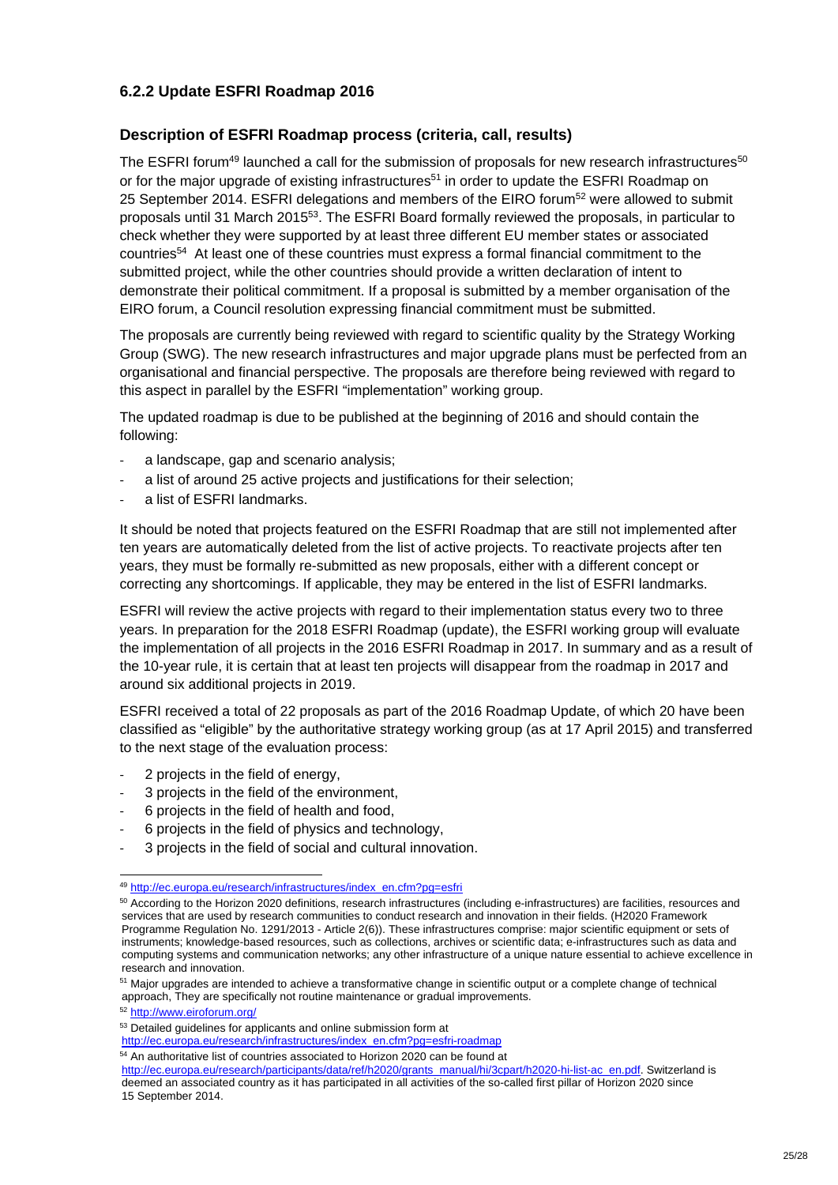### 6.2.2 Update ESFRI Roadmap 2016

#### Description of ESFRI Roadmap process (criteria, call, results)

The ESFRI forum[49] launched a call for the submission of proposals for new research infrastructures[50] or for the major upgrade of existing infrastructures[51] in order to update the ESFRI Roadmap on 25 September 2014. ESFRI delegations and members of the EIRO forum[52] were allowed to submit proposals until 31 March 2015[53]. The ESFRI Board formally reviewed the proposals, in particular to check whether they were supported by at least three different EU member states or associated countries[54] At least one of these countries must express a formal financial commitment to the submitted project, while the other countries should provide a written declaration of intent to demonstrate their political commitment. If a proposal is submitted by a member organisation of the EIRO forum, a Council resolution expressing financial commitment must be submitted.

The proposals are currently being reviewed with regard to scientific quality by the Strategy Working Group (SWG). The new research infrastructures and major upgrade plans must be perfected from an organisational and financial perspective. The proposals are therefore being reviewed with regard to this aspect in parallel by the ESFRI "implementation" working group.

The updated roadmap is due to be published at the beginning of 2016 and should contain the following:

- a landscape, gap and scenario analysis;
- a list of around 25 active projects and justifications for their selection;
- a list of ESFRI landmarks.

It should be noted that projects featured on the ESFRI Roadmap that are still not implemented after ten years are automatically deleted from the list of active projects. To reactivate projects after ten years, they must be formally re-submitted as new proposals, either with a different concept or correcting any shortcomings. If applicable, they may be entered in the list of ESFRI landmarks.

ESFRI will review the active projects with regard to their implementation status every two to three years. In preparation for the 2018 ESFRI Roadmap (update), the ESFRI working group will evaluate the implementation of all projects in the 2016 ESFRI Roadmap in 2017. In summary and as a result of the 10-year rule, it is certain that at least ten projects will disappear from the roadmap in 2017 and around six additional projects in 2019.

ESFRI received a total of 22 proposals as part of the 2016 Roadmap Update, of which 20 have been classified as "eligible" by the authoritative strategy working group (as at 17 April 2015) and transferred to the next stage of the evaluation process:

- 2 projects in the field of energy,
- 3 projects in the field of the environment,
- 6 projects in the field of health and food,
- 6 projects in the field of physics and technology,
- 3 projects in the field of social and cultural innovation.

---

[49] http://ec.europa.eu/research/infrastructures/index_en.cfm?pg=esfri

[50] According to the Horizon 2020 definitions, research infrastructures (including e-infrastructures) are facilities, resources and services that are used by research communities to conduct research and innovation in their fields. (H2020 Framework Programme Regulation No. 1291/2013 - Article 2(6)). These infrastructures comprise: major scientific equipment or sets of instruments; knowledge-based resources, such as collections, archives or scientific data; e-infrastructures such as data and computing systems and communication networks; any other infrastructure of a unique nature essential to achieve excellence in research and innovation.

[51] Major upgrades are intended to achieve a transformative change in scientific output or a complete change of technical approach, They are specifically not routine maintenance or gradual improvements.

[52] http://www.eiroforum.org/

[53] Detailed guidelines for applicants and online submission form at http://ec.europa.eu/research/infrastructures/index_en.cfm?pg=esfri-roadmap

[54] An authoritative list of countries associated to Horizon 2020 can be found at http://ec.europa.eu/research/participants/data/ref/h2020/grants_manual/hi/3cpart/h2020-hi-list-ac_en.pdf. Switzerland is deemed an associated country as it has participated in all activities of the so-called first pillar of Horizon 2020 since 15 September 2014.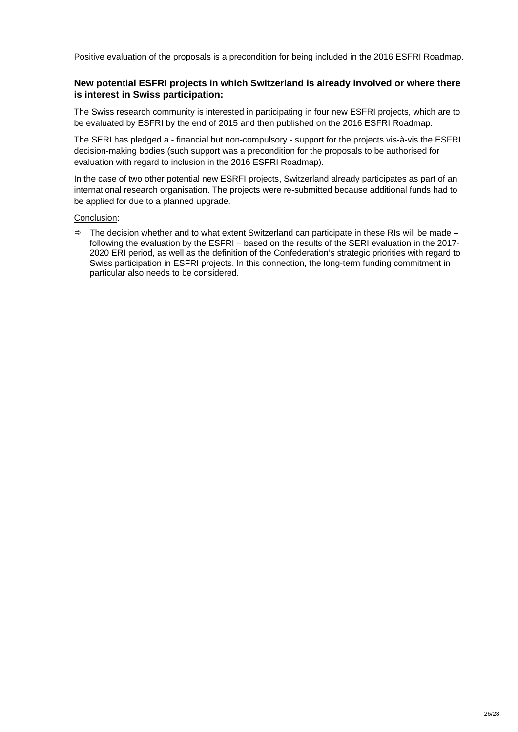Positive evaluation of the proposals is a precondition for being included in the 2016 ESFRI Roadmap.

**New potential ESFRI projects in which Switzerland is already involved or where there is interest in Swiss participation:**

The Swiss research community is interested in participating in four new ESFRI projects, which are to be evaluated by ESFRI by the end of 2015 and then published on the 2016 ESFRI Roadmap.

The SERI has pledged a - financial but non-compulsory - support for the projects vis-à-vis the ESFRI decision-making bodies (such support was a precondition for the proposals to be authorised for evaluation with regard to inclusion in the 2016 ESFRI Roadmap).

In the case of two other potential new ESRFI projects, Switzerland already participates as part of an international research organisation. The projects were re-submitted because additional funds had to be applied for due to a planned upgrade.

Conclusion:

- ⇨ The decision whether and to what extent Switzerland can participate in these RIs will be made – following the evaluation by the ESFRI – based on the results of the SERI evaluation in the 2017-2020 ERI period, as well as the definition of the Confederation's strategic priorities with regard to Swiss participation in ESFRI projects. In this connection, the long-term funding commitment in particular also needs to be considered.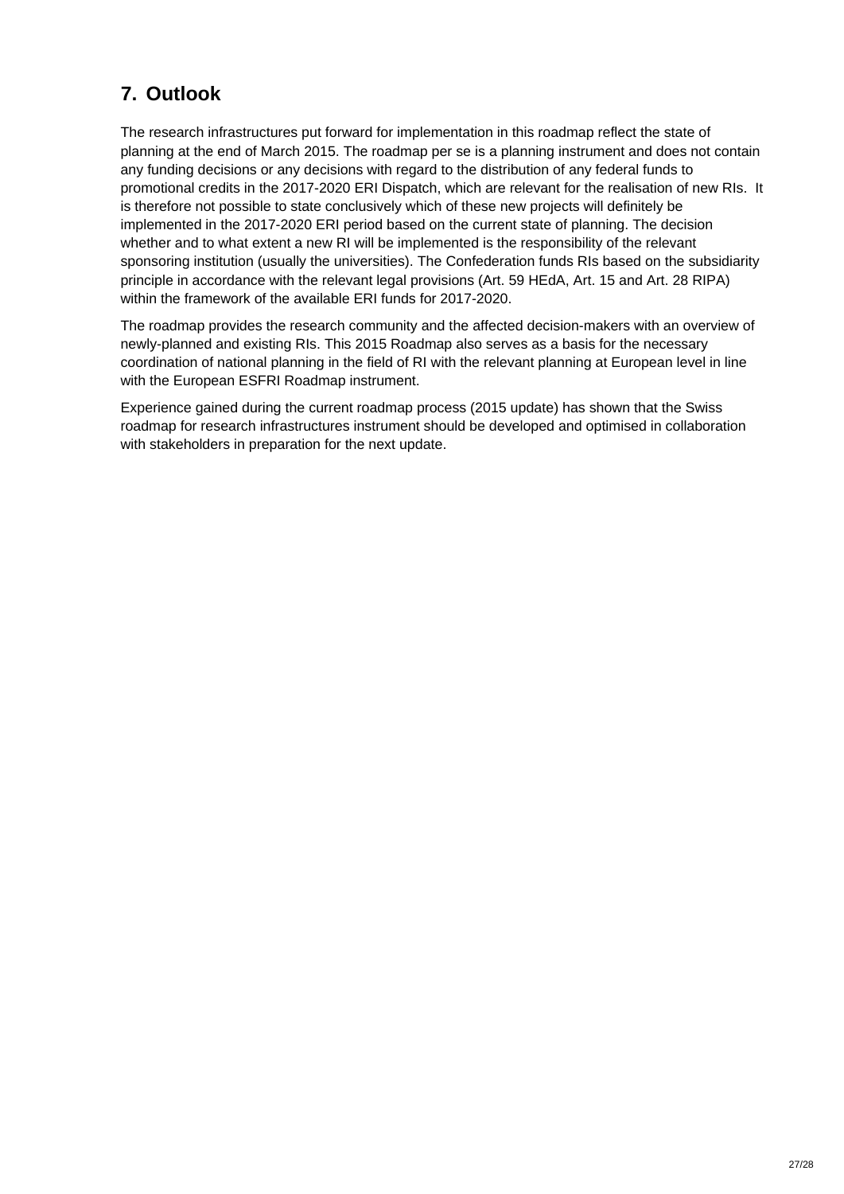# 7. Outlook

The research infrastructures put forward for implementation in this roadmap reflect the state of planning at the end of March 2015. The roadmap per se is a planning instrument and does not contain any funding decisions or any decisions with regard to the distribution of any federal funds to promotional credits in the 2017-2020 ERI Dispatch, which are relevant for the realisation of new RIs. It is therefore not possible to state conclusively which of these new projects will definitely be implemented in the 2017-2020 ERI period based on the current state of planning. The decision whether and to what extent a new RI will be implemented is the responsibility of the relevant sponsoring institution (usually the universities). The Confederation funds RIs based on the subsidiarity principle in accordance with the relevant legal provisions (Art. 59 HEdA, Art. 15 and Art. 28 RIPA) within the framework of the available ERI funds for 2017-2020.

The roadmap provides the research community and the affected decision-makers with an overview of newly-planned and existing RIs. This 2015 Roadmap also serves as a basis for the necessary coordination of national planning in the field of RI with the relevant planning at European level in line with the European ESFRI Roadmap instrument.

Experience gained during the current roadmap process (2015 update) has shown that the Swiss roadmap for research infrastructures instrument should be developed and optimised in collaboration with stakeholders in preparation for the next update.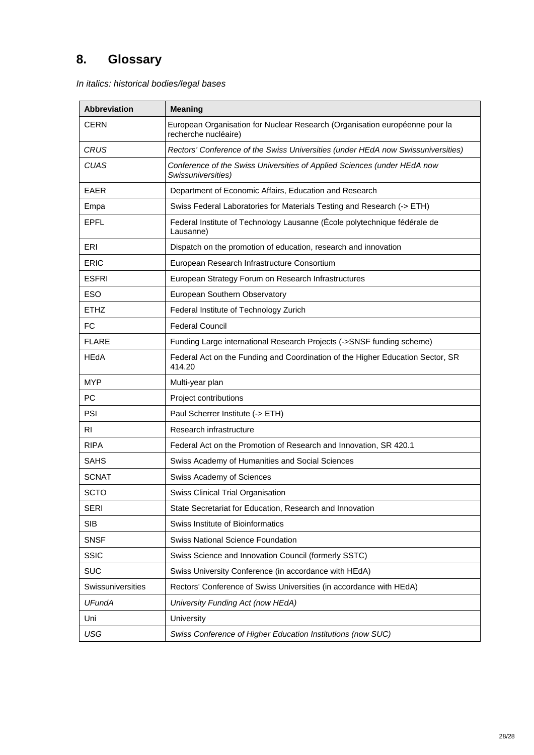# 8. Glossary

*In italics: historical bodies/legal bases*

| Abbreviation | Meaning |
|---|---|
| CERN | European Organisation for Nuclear Research (Organisation européenne pour la recherche nucléaire) |
| *CRUS* | *Rectors' Conference of the Swiss Universities (under HEdA now Swissuniversities)* |
| *CUAS* | *Conference of the Swiss Universities of Applied Sciences (under HEdA now Swissuniversities)* |
| EAER | Department of Economic Affairs, Education and Research |
| Empa | Swiss Federal Laboratories for Materials Testing and Research (-> ETH) |
| EPFL | Federal Institute of Technology Lausanne (École polytechnique fédérale de Lausanne) |
| ERI | Dispatch on the promotion of education, research and innovation |
| ERIC | European Research Infrastructure Consortium |
| ESFRI | European Strategy Forum on Research Infrastructures |
| ESO | European Southern Observatory |
| ETHZ | Federal Institute of Technology Zurich |
| FC | Federal Council |
| FLARE | Funding Large international Research Projects (->SNSF funding scheme) |
| HEdA | Federal Act on the Funding and Coordination of the Higher Education Sector, SR 414.20 |
| MYP | Multi-year plan |
| PC | Project contributions |
| PSI | Paul Scherrer Institute (-> ETH) |
| RI | Research infrastructure |
| RIPA | Federal Act on the Promotion of Research and Innovation, SR 420.1 |
| SAHS | Swiss Academy of Humanities and Social Sciences |
| SCNAT | Swiss Academy of Sciences |
| SCTO | Swiss Clinical Trial Organisation |
| SERI | State Secretariat for Education, Research and Innovation |
| SIB | Swiss Institute of Bioinformatics |
| SNSF | Swiss National Science Foundation |
| SSIC | Swiss Science and Innovation Council (formerly SSTC) |
| SUC | Swiss University Conference (in accordance with HEdA) |
| Swissuniversities | Rectors' Conference of Swiss Universities (in accordance with HEdA) |
| *UFundA* | *University Funding Act (now HEdA)* |
| Uni | University |
| *USG* | *Swiss Conference of Higher Education Institutions (now SUC)* |